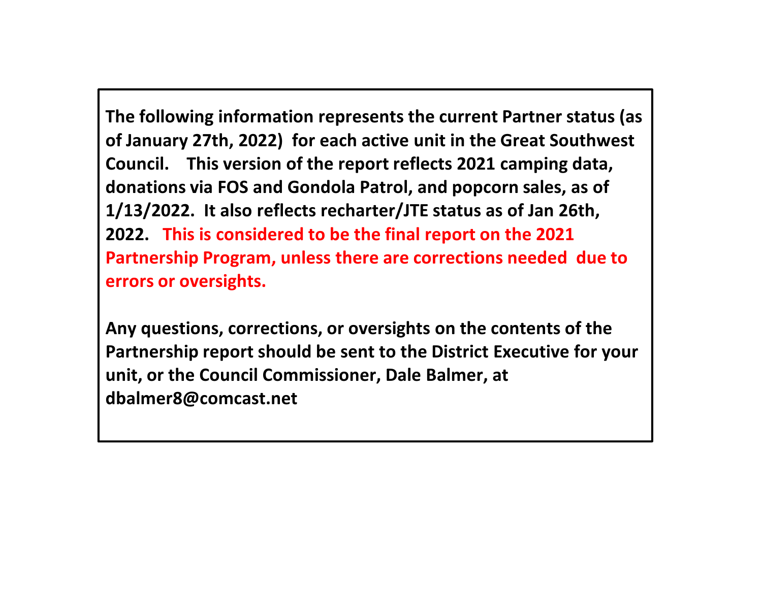**The following information represents the current Partner status (as of January 27th, 2022) for each active unit in the Great Southwest Council. This version of the report reflects 2021 camping data, donations via FOS and Gondola Patrol, and popcorn sales, as of 1/13/2022. It also reflects recharter/JTE status as of Jan 26th, 2022. This is considered to be the final report on the 2021 Partnership Program, unless there are corrections needed due to errors or oversights.**

**Any questions, corrections, or oversights on the contents of the Partnership report should be sent to the District Executive for your unit, or the Council Commissioner, Dale Balmer, at dbalmer8@comcast.net**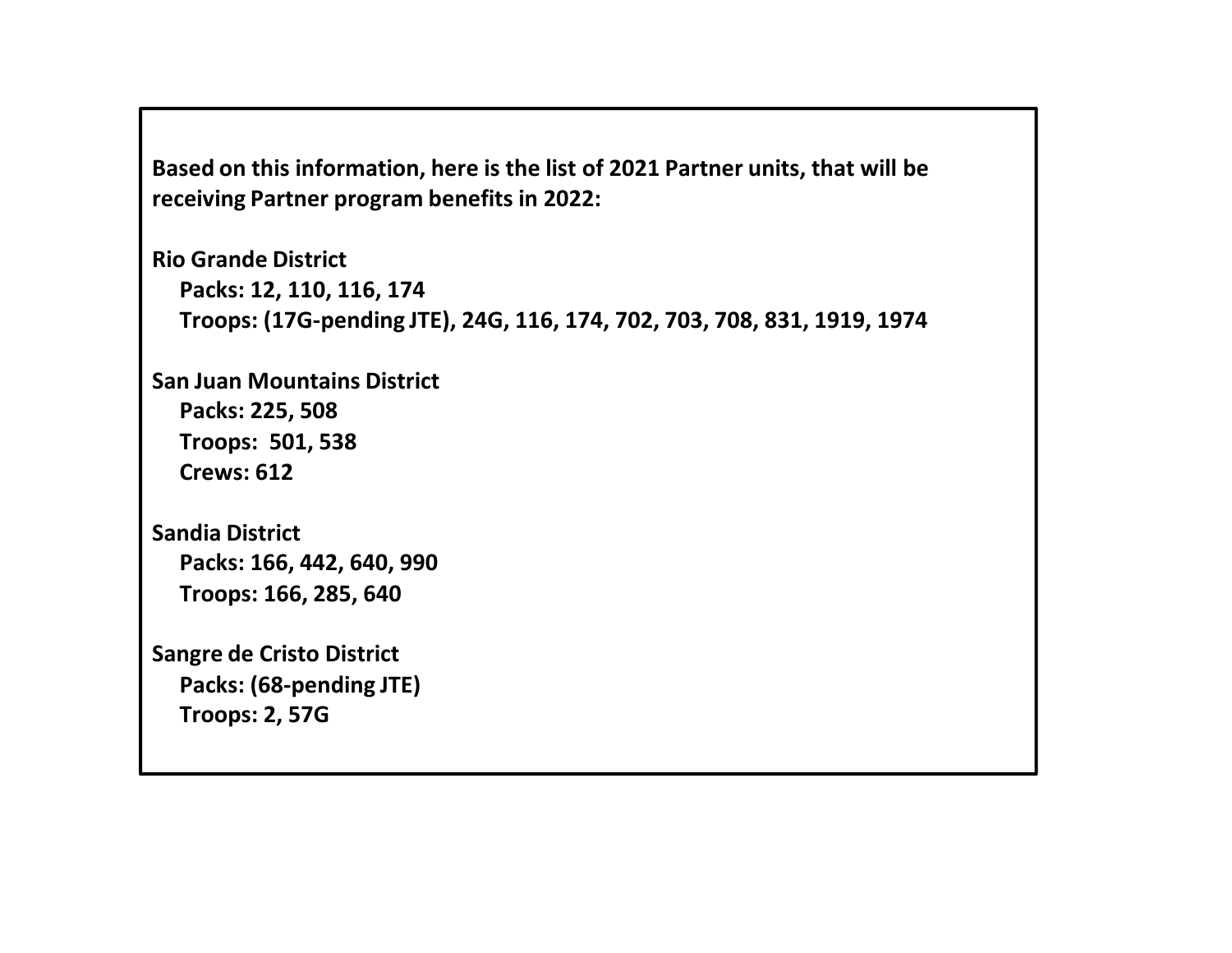**Based on this information, here is the list of 2021 Partner units, that will be receiving Partner program benefits in 2022:**

**Rio Grande District**

- **Packs: 12, 110, 116, 174**
- **Troops: (17G-pending JTE), 24G, 116, 174, 702, 703, 708, 831, 1919, 1974**

**San Juan Mountains District**

- **Packs: 225, 508**
- **Troops: 501, 538**
- **Crews: 612**

**Sandia District**

- **Packs: 166, 442, 640, 990**
- **Troops: 166, 285, 640**

**Sangre de Cristo District**

- **Packs: (68-pending JTE)**
- **Troops: 2, 57G**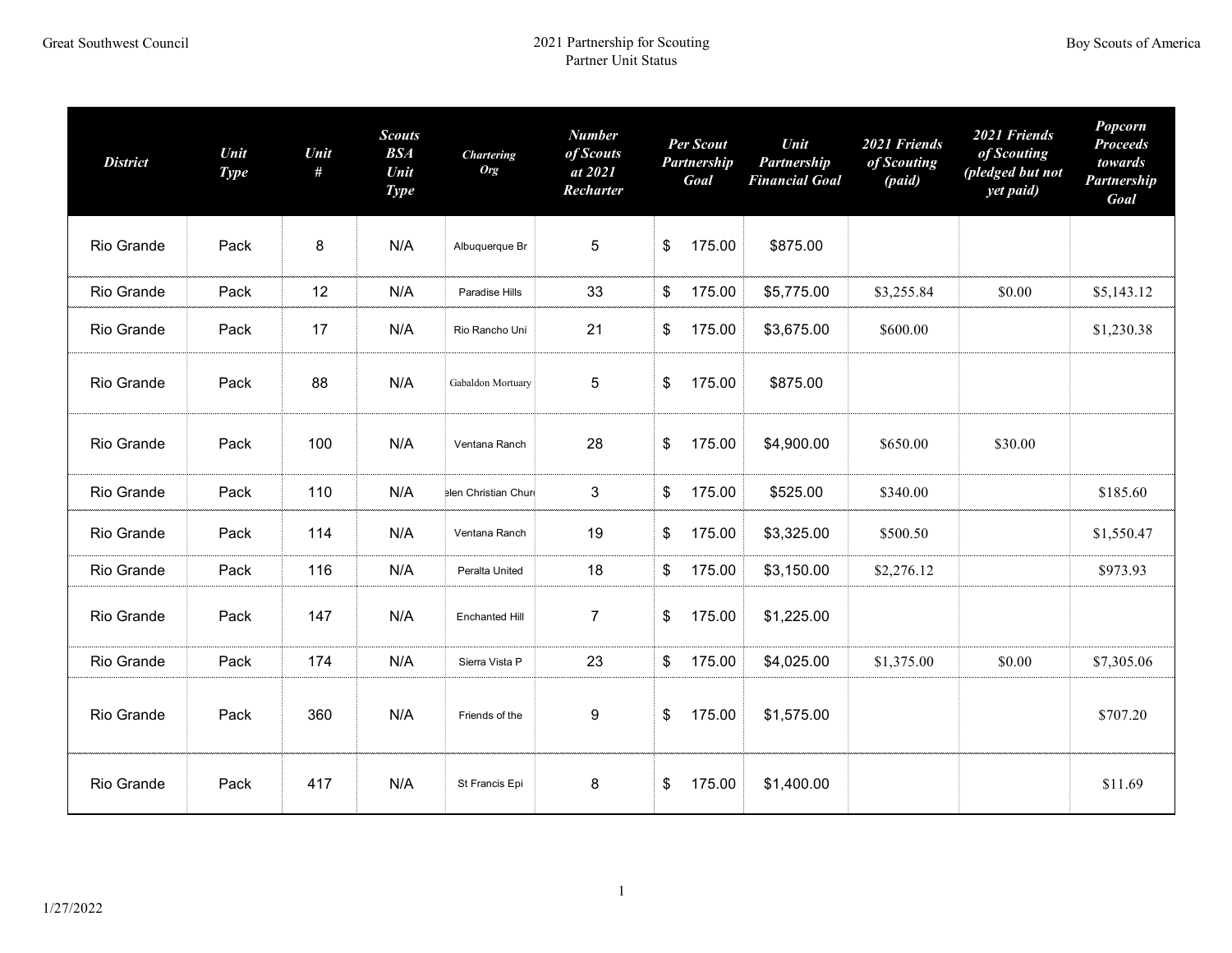| District | Unit Type | Unit # | Scouts BSA Unit Type | Chartering Org | Number of Scouts at 2021 Recharter | Per Scout Partnership Goal | Unit Partnership Financial Goal | 2021 Friends of Scouting (paid) | 2021 Friends of Scouting (pledged but not yet paid) | Popcorn Proceeds towards Partnership Goal |
|---|---|---|---|---|---|---|---|---|---|---|
| Rio Grande | Pack | 8 | N/A | Albuquerque Br | 5 | $ 175.00 | $875.00 | | | |
| Rio Grande | Pack | 12 | N/A | Paradise Hills | 33 | $ 175.00 | $5,775.00 | $3,255.84 | $0.00 | $5,143.12 |
| Rio Grande | Pack | 17 | N/A | Rio Rancho Uni | 21 | $ 175.00 | $3,675.00 | $600.00 | | $1,230.38 |
| Rio Grande | Pack | 88 | N/A | Gabaldon Mortuary | 5 | $ 175.00 | $875.00 | | | |
| Rio Grande | Pack | 100 | N/A | Ventana Ranch | 28 | $ 175.00 | $4,900.00 | $650.00 | $30.00 | |
| Rio Grande | Pack | 110 | N/A | elen Christian Chur | 3 | $ 175.00 | $525.00 | $340.00 | | $185.60 |
| Rio Grande | Pack | 114 | N/A | Ventana Ranch | 19 | $ 175.00 | $3,325.00 | $500.50 | | $1,550.47 |
| Rio Grande | Pack | 116 | N/A | Peralta United | 18 | $ 175.00 | $3,150.00 | $2,276.12 | | $973.93 |
| Rio Grande | Pack | 147 | N/A | Enchanted Hill | 7 | $ 175.00 | $1,225.00 | | | |
| Rio Grande | Pack | 174 | N/A | Sierra Vista P | 23 | $ 175.00 | $4,025.00 | $1,375.00 | $0.00 | $7,305.06 |
| Rio Grande | Pack | 360 | N/A | Friends of the | 9 | $ 175.00 | $1,575.00 | | | $707.20 |
| Rio Grande | Pack | 417 | N/A | St Francis Epi | 8 | $ 175.00 | $1,400.00 | | | $11.69 |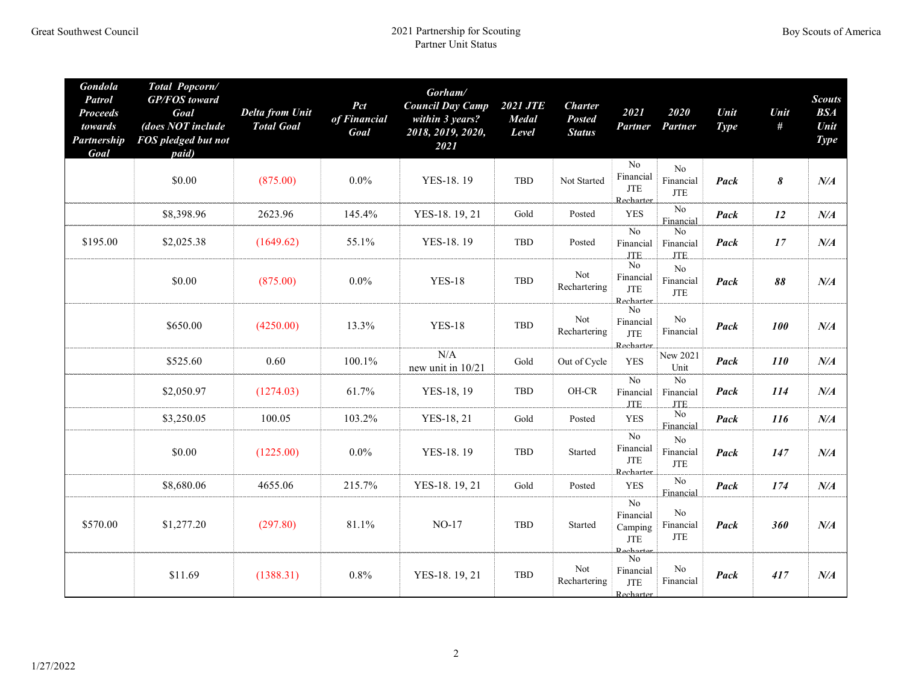| Gondola Patrol Proceeds towards Partnership Goal | Total Popcorn/ GP/FOS toward Goal (does NOT include FOS pledged but not paid) | Delta from Unit Total Goal | Pct of Financial Goal | Gorham/ Council Day Camp within 3 years? 2018, 2019, 2020, 2021 | 2021 JTE Medal Level | Charter Posted Status | 2021 Partner | 2020 Partner | Unit Type | Unit # | Scouts BSA Unit Type |
|---|---|---|---|---|---|---|---|---|---|---|---|
| | $0.00 | (875.00) | 0.0% | YES-18. 19 | TBD | Not Started | No Financial JTE Recharter | No Financial JTE | Pack | 8 | N/A |
| | $8,398.96 | 2623.96 | 145.4% | YES-18. 19, 21 | Gold | Posted | YES | No Financial | Pack | 12 | N/A |
| $195.00 | $2,025.38 | (1649.62) | 55.1% | YES-18. 19 | TBD | Posted | No Financial JTE | No Financial JTE | Pack | 17 | N/A |
| | $0.00 | (875.00) | 0.0% | YES-18 | TBD | Not Rechartering | No Financial JTE Recharter | No Financial JTE | Pack | 88 | N/A |
| | $650.00 | (4250.00) | 13.3% | YES-18 | TBD | Not Rechartering | No Financial JTE Recharter | No Financial | Pack | 100 | N/A |
| | $525.60 | 0.60 | 100.1% | N/A new unit in 10/21 | Gold | Out of Cycle | YES | New 2021 Unit | Pack | 110 | N/A |
| | $2,050.97 | (1274.03) | 61.7% | YES-18, 19 | TBD | OH-CR | No Financial JTE | No Financial JTE | Pack | 114 | N/A |
| | $3,250.05 | 100.05 | 103.2% | YES-18, 21 | Gold | Posted | YES | No Financial | Pack | 116 | N/A |
| | $0.00 | (1225.00) | 0.0% | YES-18. 19 | TBD | Started | No Financial JTE Recharter | No Financial JTE | Pack | 147 | N/A |
| | $8,680.06 | 4655.06 | 215.7% | YES-18. 19, 21 | Gold | Posted | YES | No Financial | Pack | 174 | N/A |
| $570.00 | $1,277.20 | (297.80) | 81.1% | NO-17 | TBD | Started | No Financial Camping JTE Recharter | No Financial JTE | Pack | 360 | N/A |
| | $11.69 | (1388.31) | 0.8% | YES-18. 19, 21 | TBD | Not Rechartering | No Financial JTE Recharter | No Financial | Pack | 417 | N/A |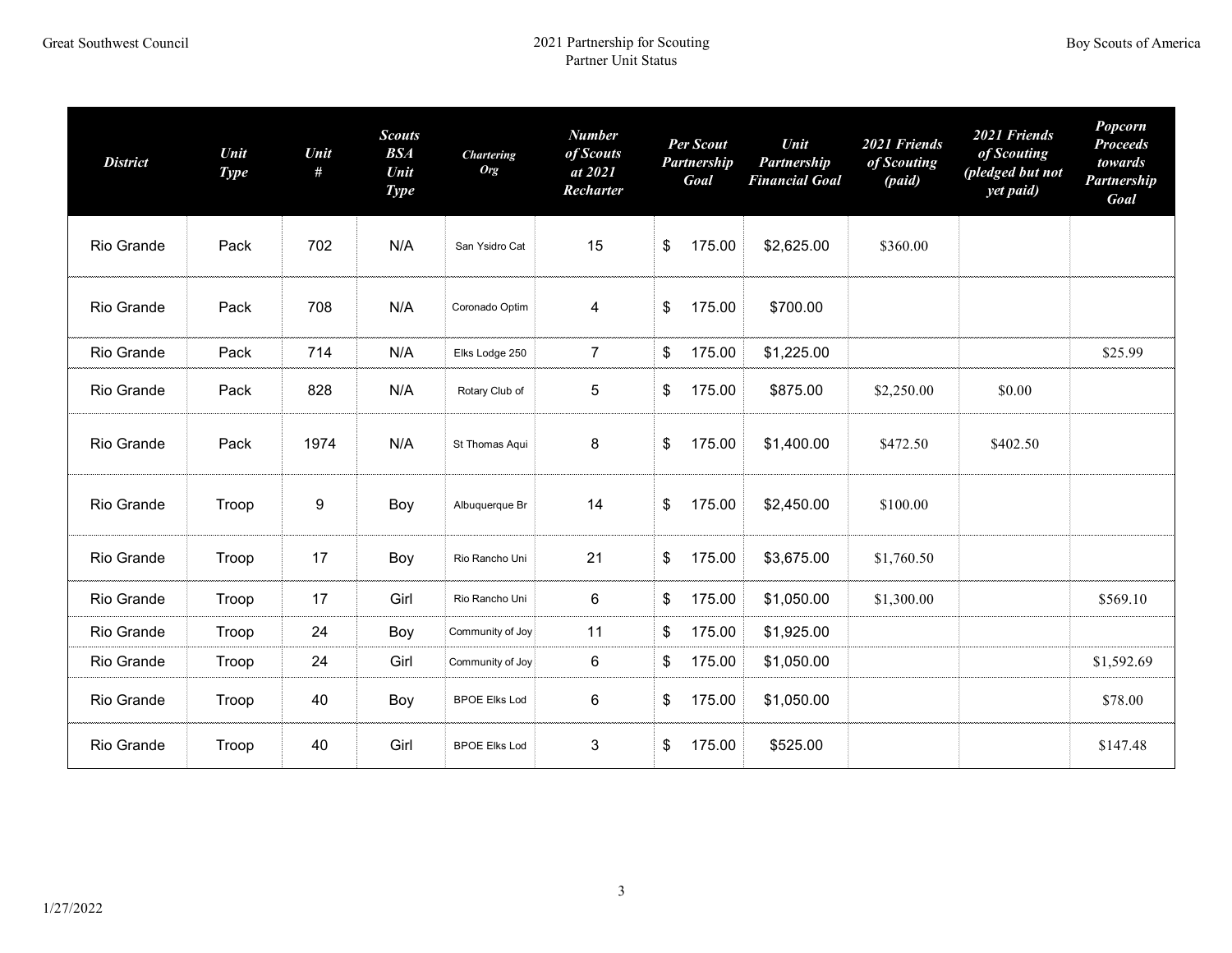| District | Unit Type | Unit # | Scouts BSA Unit Type | Chartering Org | Number of Scouts at 2021 Recharter | Per Scout Partnership Goal | Unit Partnership Financial Goal | 2021 Friends of Scouting (paid) | 2021 Friends of Scouting (pledged but not yet paid) | Popcorn Proceeds towards Partnership Goal |
|---|---|---|---|---|---|---|---|---|---|---|
| Rio Grande | Pack | 702 | N/A | San Ysidro Cat | 15 | $ 175.00 | $2,625.00 | $360.00 | | |
| Rio Grande | Pack | 708 | N/A | Coronado Optim | 4 | $ 175.00 | $700.00 | | | |
| Rio Grande | Pack | 714 | N/A | Elks Lodge 250 | 7 | $ 175.00 | $1,225.00 | | | $25.99 |
| Rio Grande | Pack | 828 | N/A | Rotary Club of | 5 | $ 175.00 | $875.00 | $2,250.00 | $0.00 | |
| Rio Grande | Pack | 1974 | N/A | St Thomas Aqui | 8 | $ 175.00 | $1,400.00 | $472.50 | $402.50 | |
| Rio Grande | Troop | 9 | Boy | Albuquerque Br | 14 | $ 175.00 | $2,450.00 | $100.00 | | |
| Rio Grande | Troop | 17 | Boy | Rio Rancho Uni | 21 | $ 175.00 | $3,675.00 | $1,760.50 | | |
| Rio Grande | Troop | 17 | Girl | Rio Rancho Uni | 6 | $ 175.00 | $1,050.00 | $1,300.00 | | $569.10 |
| Rio Grande | Troop | 24 | Boy | Community of Joy | 11 | $ 175.00 | $1,925.00 | | | |
| Rio Grande | Troop | 24 | Girl | Community of Joy | 6 | $ 175.00 | $1,050.00 | | | $1,592.69 |
| Rio Grande | Troop | 40 | Boy | BPOE Elks Lod | 6 | $ 175.00 | $1,050.00 | | | $78.00 |
| Rio Grande | Troop | 40 | Girl | BPOE Elks Lod | 3 | $ 175.00 | $525.00 | | | $147.48 |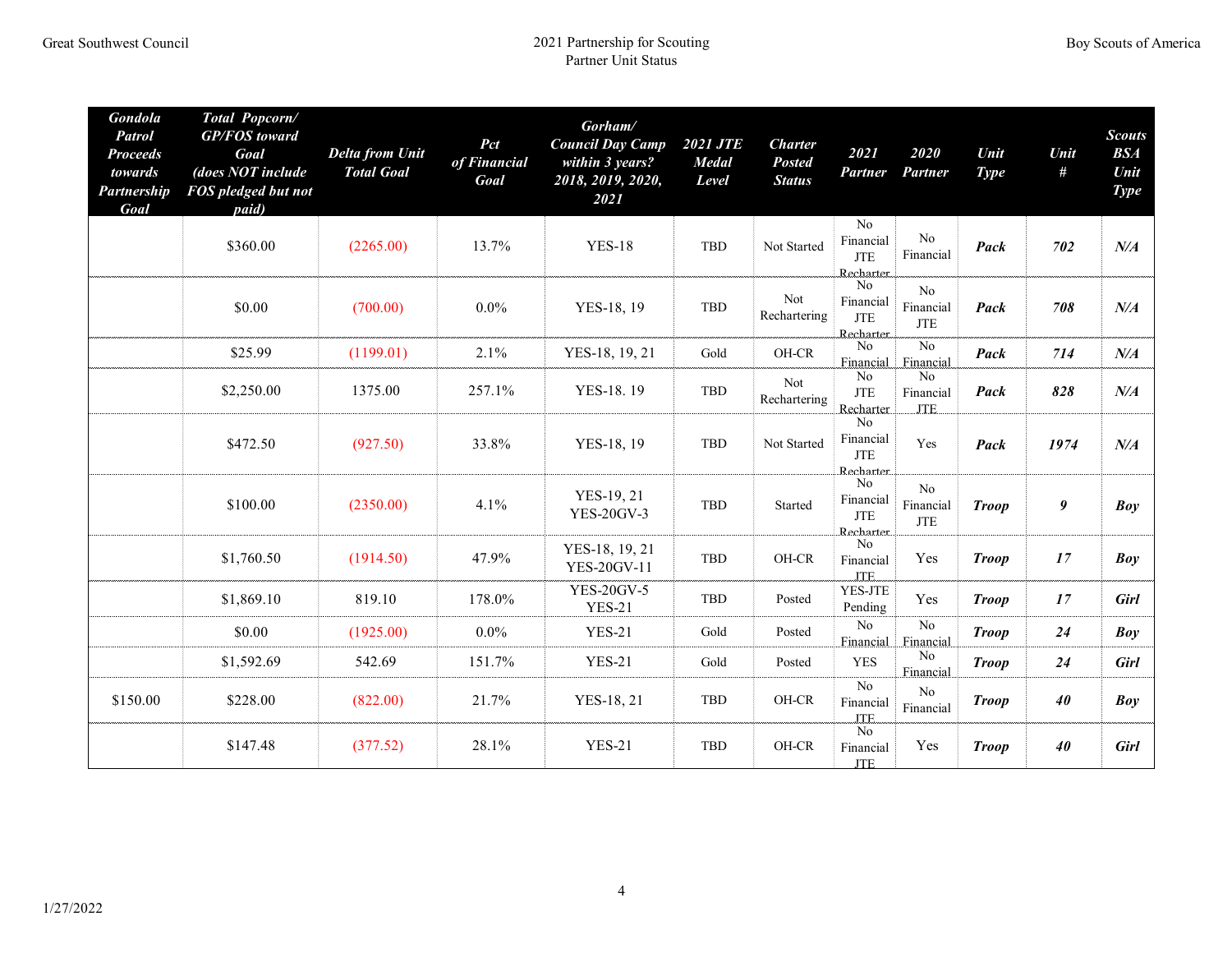| Gondola Patrol Proceeds towards Partnership Goal | Total Popcorn/ GP/FOS toward Goal (does NOT include FOS pledged but not paid) | Delta from Unit Total Goal | Pct of Financial Goal | Gorham/ Council Day Camp within 3 years? 2018, 2019, 2020, 2021 | 2021 JTE Medal Level | Charter Posted Status | 2021 Partner | 2020 Partner | Unit Type | Unit # | Scouts BSA Unit Type |
|---|---|---|---|---|---|---|---|---|---|---|---|
| | $360.00 | (2265.00) | 13.7% | YES-18 | TBD | Not Started | No Financial JTE Recharter | No Financial | ***Pack*** | ***702*** | ***N/A*** |
| | $0.00 | (700.00) | 0.0% | YES-18, 19 | TBD | Not Rechartering | No Financial JTE Recharter | No Financial JTE | ***Pack*** | ***708*** | ***N/A*** |
| | $25.99 | (1199.01) | 2.1% | YES-18, 19, 21 | Gold | OH-CR | No Financial | No Financial | ***Pack*** | ***714*** | ***N/A*** |
| | $2,250.00 | 1375.00 | 257.1% | YES-18. 19 | TBD | Not Rechartering | No JTE Recharter | No Financial JTE | ***Pack*** | ***828*** | ***N/A*** |
| | $472.50 | (927.50) | 33.8% | YES-18, 19 | TBD | Not Started | No Financial JTE Recharter | Yes | ***Pack*** | ***1974*** | ***N/A*** |
| | $100.00 | (2350.00) | 4.1% | YES-19, 21 YES-20GV-3 | TBD | Started | No Financial JTE Recharter | No Financial JTE | ***Troop*** | ***9*** | ***Boy*** |
| | $1,760.50 | (1914.50) | 47.9% | YES-18, 19, 21 YES-20GV-11 | TBD | OH-CR | No Financial JTE | Yes | ***Troop*** | ***17*** | ***Boy*** |
| | $1,869.10 | 819.10 | 178.0% | YES-20GV-5 YES-21 | TBD | Posted | YES-JTE Pending | Yes | ***Troop*** | ***17*** | ***Girl*** |
| | $0.00 | (1925.00) | 0.0% | YES-21 | Gold | Posted | No Financial | No Financial | ***Troop*** | ***24*** | ***Boy*** |
| | $1,592.69 | 542.69 | 151.7% | YES-21 | Gold | Posted | YES | No Financial | ***Troop*** | ***24*** | ***Girl*** |
| $150.00 | $228.00 | (822.00) | 21.7% | YES-18, 21 | TBD | OH-CR | No Financial JTE | No Financial | ***Troop*** | ***40*** | ***Boy*** |
| | $147.48 | (377.52) | 28.1% | YES-21 | TBD | OH-CR | No Financial JTE | Yes | ***Troop*** | ***40*** | ***Girl*** |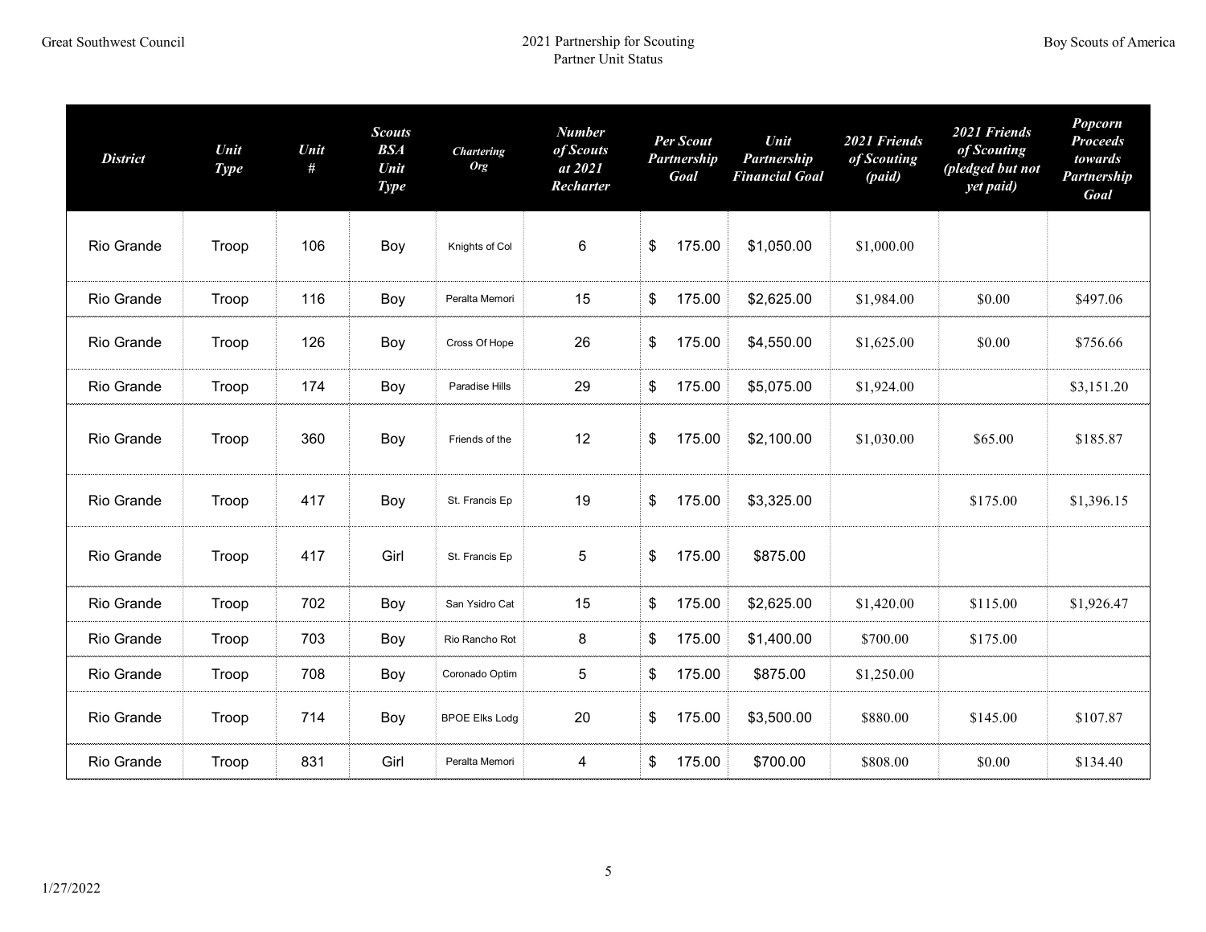| District | Unit Type | Unit # | Scouts BSA Unit Type | Chartering Org | Number of Scouts at 2021 Recharter | Per Scout Partnership Goal | Unit Partnership Financial Goal | 2021 Friends of Scouting (paid) | 2021 Friends of Scouting (pledged but not yet paid) | Popcorn Proceeds towards Partnership Goal |
|---|---|---|---|---|---|---|---|---|---|---|
| Rio Grande | Troop | 106 | Boy | Knights of Col | 6 | $ 175.00 | $1,050.00 | $1,000.00 | | |
| Rio Grande | Troop | 116 | Boy | Peralta Memori | 15 | $ 175.00 | $2,625.00 | $1,984.00 | $0.00 | $497.06 |
| Rio Grande | Troop | 126 | Boy | Cross Of Hope | 26 | $ 175.00 | $4,550.00 | $1,625.00 | $0.00 | $756.66 |
| Rio Grande | Troop | 174 | Boy | Paradise Hills | 29 | $ 175.00 | $5,075.00 | $1,924.00 | | $3,151.20 |
| Rio Grande | Troop | 360 | Boy | Friends of the | 12 | $ 175.00 | $2,100.00 | $1,030.00 | $65.00 | $185.87 |
| Rio Grande | Troop | 417 | Boy | St. Francis Ep | 19 | $ 175.00 | $3,325.00 | | $175.00 | $1,396.15 |
| Rio Grande | Troop | 417 | Girl | St. Francis Ep | 5 | $ 175.00 | $875.00 | | | |
| Rio Grande | Troop | 702 | Boy | San Ysidro Cat | 15 | $ 175.00 | $2,625.00 | $1,420.00 | $115.00 | $1,926.47 |
| Rio Grande | Troop | 703 | Boy | Rio Rancho Rot | 8 | $ 175.00 | $1,400.00 | $700.00 | $175.00 | |
| Rio Grande | Troop | 708 | Boy | Coronado Optim | 5 | $ 175.00 | $875.00 | $1,250.00 | | |
| Rio Grande | Troop | 714 | Boy | BPOE Elks Lodg | 20 | $ 175.00 | $3,500.00 | $880.00 | $145.00 | $107.87 |
| Rio Grande | Troop | 831 | Girl | Peralta Memori | 4 | $ 175.00 | $700.00 | $808.00 | $0.00 | $134.40 |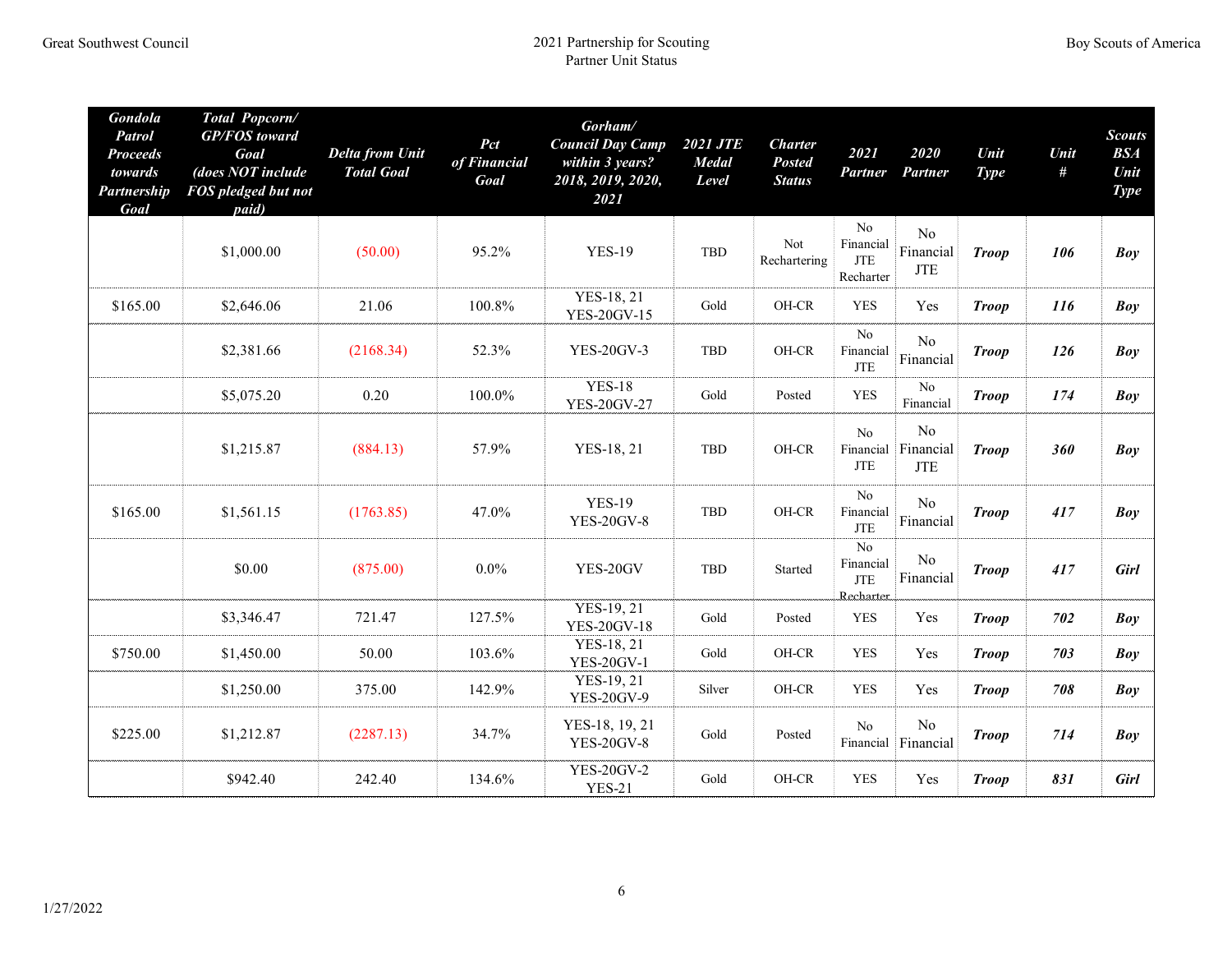| Gondola Patrol Proceeds towards Partnership Goal | Total Popcorn/ GP/FOS toward Goal (does NOT include FOS pledged but not paid) | Delta from Unit Total Goal | Pct of Financial Goal | Gorham/ Council Day Camp within 3 years? 2018, 2019, 2020, 2021 | 2021 JTE Medal Level | Charter Posted Status | 2021 Partner | 2020 Partner | Unit Type | Unit # | Scouts BSA Unit Type |
|---|---|---|---|---|---|---|---|---|---|---|---|
| | $1,000.00 | (50.00) | 95.2% | YES-19 | TBD | Not Rechartering | No Financial JTE Recharter | No Financial JTE | ***Troop*** | ***106*** | ***Boy*** |
| $165.00 | $2,646.06 | 21.06 | 100.8% | YES-18, 21 YES-20GV-15 | Gold | OH-CR | YES | Yes | ***Troop*** | ***116*** | ***Boy*** |
| | $2,381.66 | (2168.34) | 52.3% | YES-20GV-3 | TBD | OH-CR | No Financial JTE | No Financial | ***Troop*** | ***126*** | ***Boy*** |
| | $5,075.20 | 0.20 | 100.0% | YES-18 YES-20GV-27 | Gold | Posted | YES | No Financial | ***Troop*** | ***174*** | ***Boy*** |
| | $1,215.87 | (884.13) | 57.9% | YES-18, 21 | TBD | OH-CR | No Financial JTE | No Financial JTE | ***Troop*** | ***360*** | ***Boy*** |
| $165.00 | $1,561.15 | (1763.85) | 47.0% | YES-19 YES-20GV-8 | TBD | OH-CR | No Financial JTE | No Financial | ***Troop*** | ***417*** | ***Boy*** |
| | $0.00 | (875.00) | 0.0% | YES-20GV | TBD | Started | No Financial JTE Recharter | No Financial | ***Troop*** | ***417*** | ***Girl*** |
| | $3,346.47 | 721.47 | 127.5% | YES-19, 21 YES-20GV-18 | Gold | Posted | YES | Yes | ***Troop*** | ***702*** | ***Boy*** |
| $750.00 | $1,450.00 | 50.00 | 103.6% | YES-18, 21 YES-20GV-1 | Gold | OH-CR | YES | Yes | ***Troop*** | ***703*** | ***Boy*** |
| | $1,250.00 | 375.00 | 142.9% | YES-19, 21 YES-20GV-9 | Silver | OH-CR | YES | Yes | ***Troop*** | ***708*** | ***Boy*** |
| $225.00 | $1,212.87 | (2287.13) | 34.7% | YES-18, 19, 21 YES-20GV-8 | Gold | Posted | No Financial | No Financial | ***Troop*** | ***714*** | ***Boy*** |
| | $942.40 | 242.40 | 134.6% | YES-20GV-2 YES-21 | Gold | OH-CR | YES | Yes | ***Troop*** | ***831*** | ***Girl*** |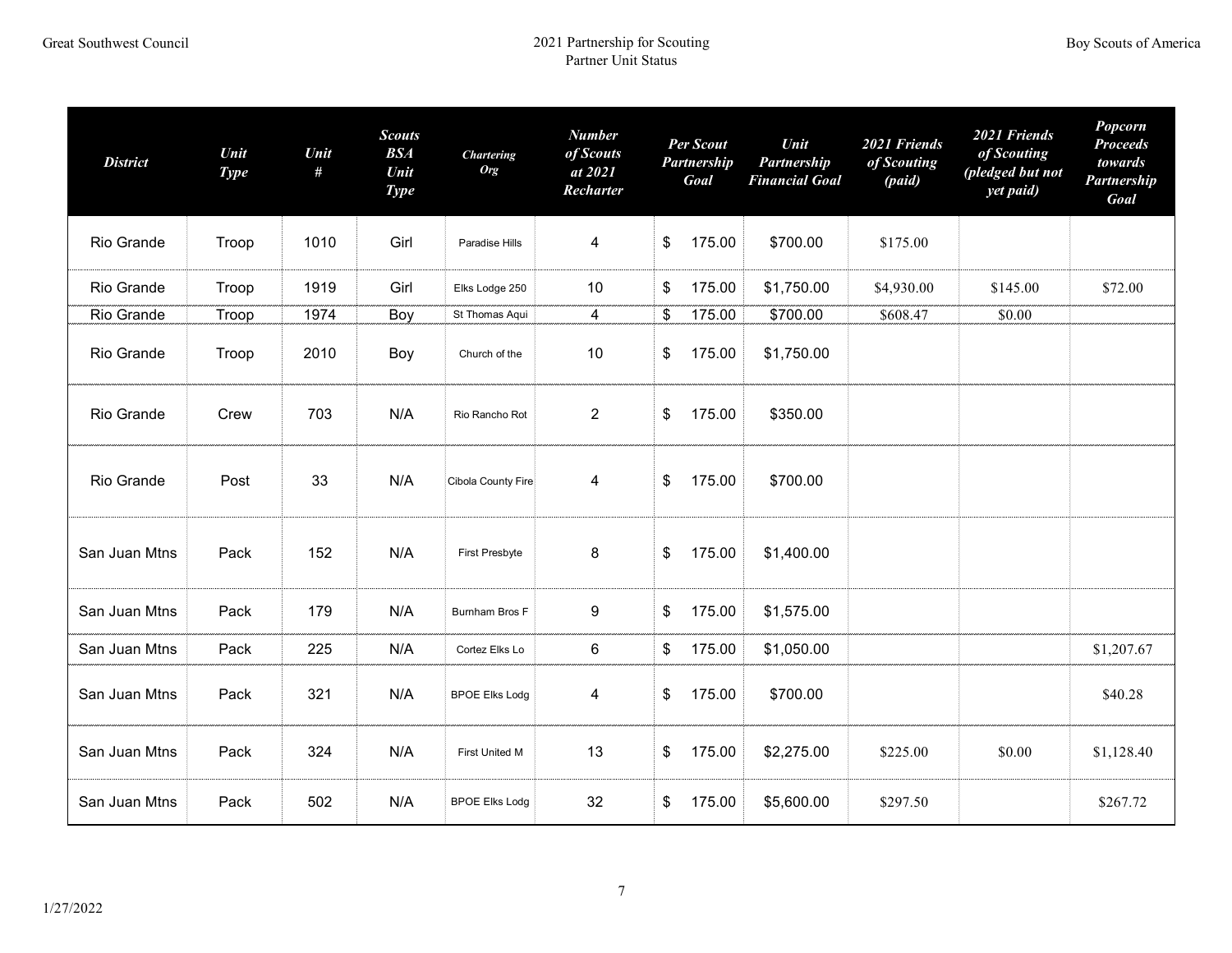| District | Unit Type | Unit # | Scouts BSA Unit Type | Chartering Org | Number of Scouts at 2021 Recharter | Per Scout Partnership Goal | Unit Partnership Financial Goal | 2021 Friends of Scouting (paid) | 2021 Friends of Scouting (pledged but not yet paid) | Popcorn Proceeds towards Partnership Goal |
|---|---|---|---|---|---|---|---|---|---|---|
| Rio Grande | Troop | 1010 | Girl | Paradise Hills | 4 | $ 175.00 | $700.00 | $175.00 | | |
| Rio Grande | Troop | 1919 | Girl | Elks Lodge 250 | 10 | $ 175.00 | $1,750.00 | $4,930.00 | $145.00 | $72.00 |
| Rio Grande | Troop | 1974 | Boy | St Thomas Aqui | 4 | $ 175.00 | $700.00 | $608.47 | $0.00 | |
| Rio Grande | Troop | 2010 | Boy | Church of the | 10 | $ 175.00 | $1,750.00 | | | |
| Rio Grande | Crew | 703 | N/A | Rio Rancho Rot | 2 | $ 175.00 | $350.00 | | | |
| Rio Grande | Post | 33 | N/A | Cibola County Fire | 4 | $ 175.00 | $700.00 | | | |
| San Juan Mtns | Pack | 152 | N/A | First Presbyte | 8 | $ 175.00 | $1,400.00 | | | |
| San Juan Mtns | Pack | 179 | N/A | Burnham Bros F | 9 | $ 175.00 | $1,575.00 | | | |
| San Juan Mtns | Pack | 225 | N/A | Cortez Elks Lo | 6 | $ 175.00 | $1,050.00 | | | $1,207.67 |
| San Juan Mtns | Pack | 321 | N/A | BPOE Elks Lodg | 4 | $ 175.00 | $700.00 | | | $40.28 |
| San Juan Mtns | Pack | 324 | N/A | First United M | 13 | $ 175.00 | $2,275.00 | $225.00 | $0.00 | $1,128.40 |
| San Juan Mtns | Pack | 502 | N/A | BPOE Elks Lodg | 32 | $ 175.00 | $5,600.00 | $297.50 | | $267.72 |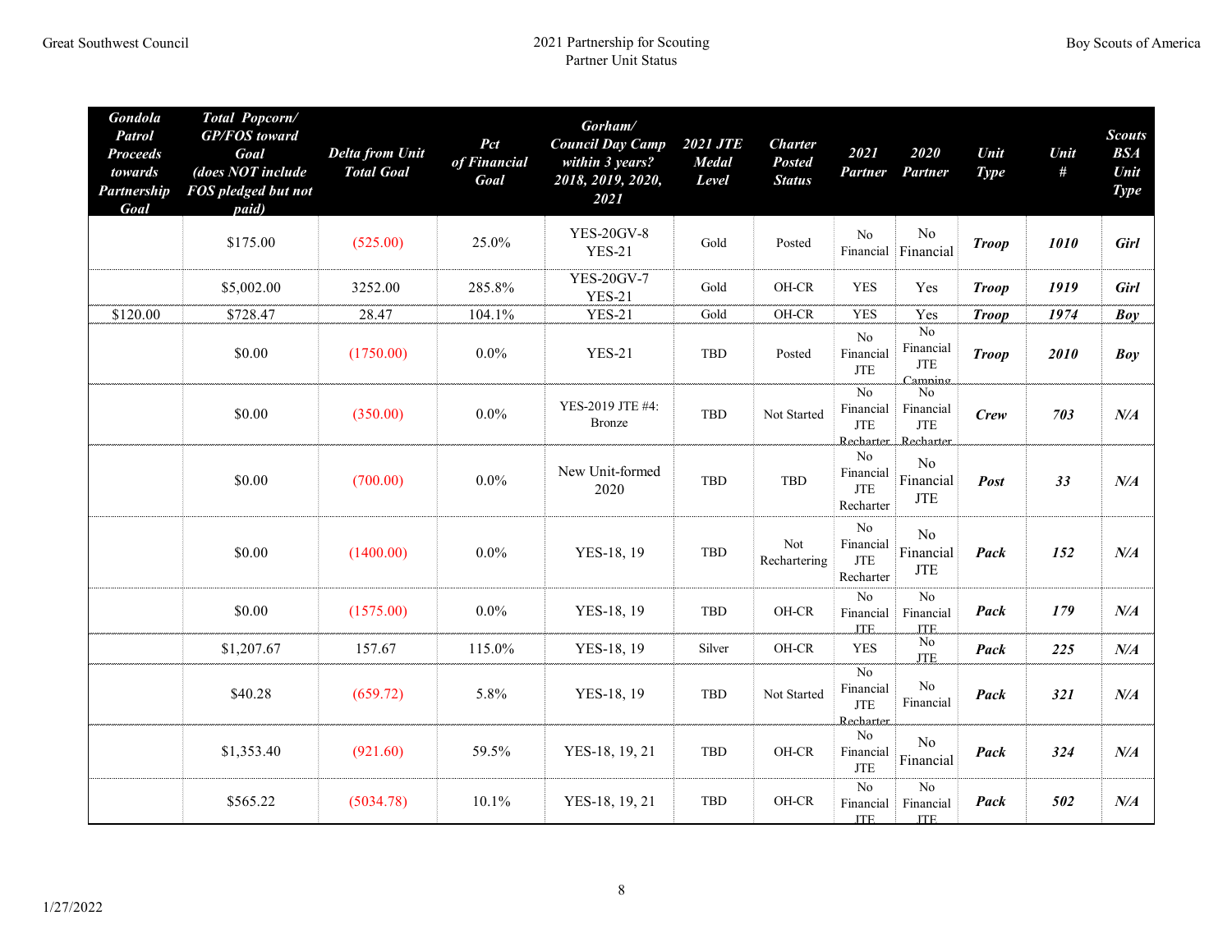| Gondola Patrol Proceeds towards Partnership Goal | Total Popcorn/ GP/FOS toward Goal (does NOT include FOS pledged but not paid) | Delta from Unit Total Goal | Pct of Financial Goal | Gorham/ Council Day Camp within 3 years? 2018, 2019, 2020, 2021 | 2021 JTE Medal Level | Charter Posted Status | 2021 Partner | 2020 Partner | Unit Type | Unit # | Scouts BSA Unit Type |
|---|---|---|---|---|---|---|---|---|---|---|---|
| | $175.00 | (525.00) | 25.0% | YES-20GV-8 YES-21 | Gold | Posted | No Financial | No Financial | ***Troop*** | ***1010*** | ***Girl*** |
| | $5,002.00 | 3252.00 | 285.8% | YES-20GV-7 YES-21 | Gold | OH-CR | YES | Yes | ***Troop*** | ***1919*** | ***Girl*** |
| $120.00 | $728.47 | 28.47 | 104.1% | YES-21 | Gold | OH-CR | YES | Yes | ***Troop*** | ***1974*** | ***Boy*** |
| | $0.00 | (1750.00) | 0.0% | YES-21 | TBD | Posted | No Financial JTE | No Financial JTE Camping | ***Troop*** | ***2010*** | ***Boy*** |
| | $0.00 | (350.00) | 0.0% | YES-2019 JTE #4: Bronze | TBD | Not Started | No Financial JTE Recharter | No Financial JTE Recharter | ***Crew*** | ***703*** | ***N/A*** |
| | $0.00 | (700.00) | 0.0% | New Unit-formed 2020 | TBD | TBD | No Financial JTE Recharter | No Financial JTE | ***Post*** | ***33*** | ***N/A*** |
| | $0.00 | (1400.00) | 0.0% | YES-18, 19 | TBD | Not Rechartering | No Financial JTE Recharter | No Financial JTE | ***Pack*** | ***152*** | ***N/A*** |
| | $0.00 | (1575.00) | 0.0% | YES-18, 19 | TBD | OH-CR | No Financial JTE | No Financial JTE | ***Pack*** | ***179*** | ***N/A*** |
| | $1,207.67 | 157.67 | 115.0% | YES-18, 19 | Silver | OH-CR | YES | No JTE | ***Pack*** | ***225*** | ***N/A*** |
| | $40.28 | (659.72) | 5.8% | YES-18, 19 | TBD | Not Started | No Financial JTE Recharter | No Financial | ***Pack*** | ***321*** | ***N/A*** |
| | $1,353.40 | (921.60) | 59.5% | YES-18, 19, 21 | TBD | OH-CR | No Financial JTE | No Financial | ***Pack*** | ***324*** | ***N/A*** |
| | $565.22 | (5034.78) | 10.1% | YES-18, 19, 21 | TBD | OH-CR | No Financial JTE | No Financial JTE | ***Pack*** | ***502*** | ***N/A*** |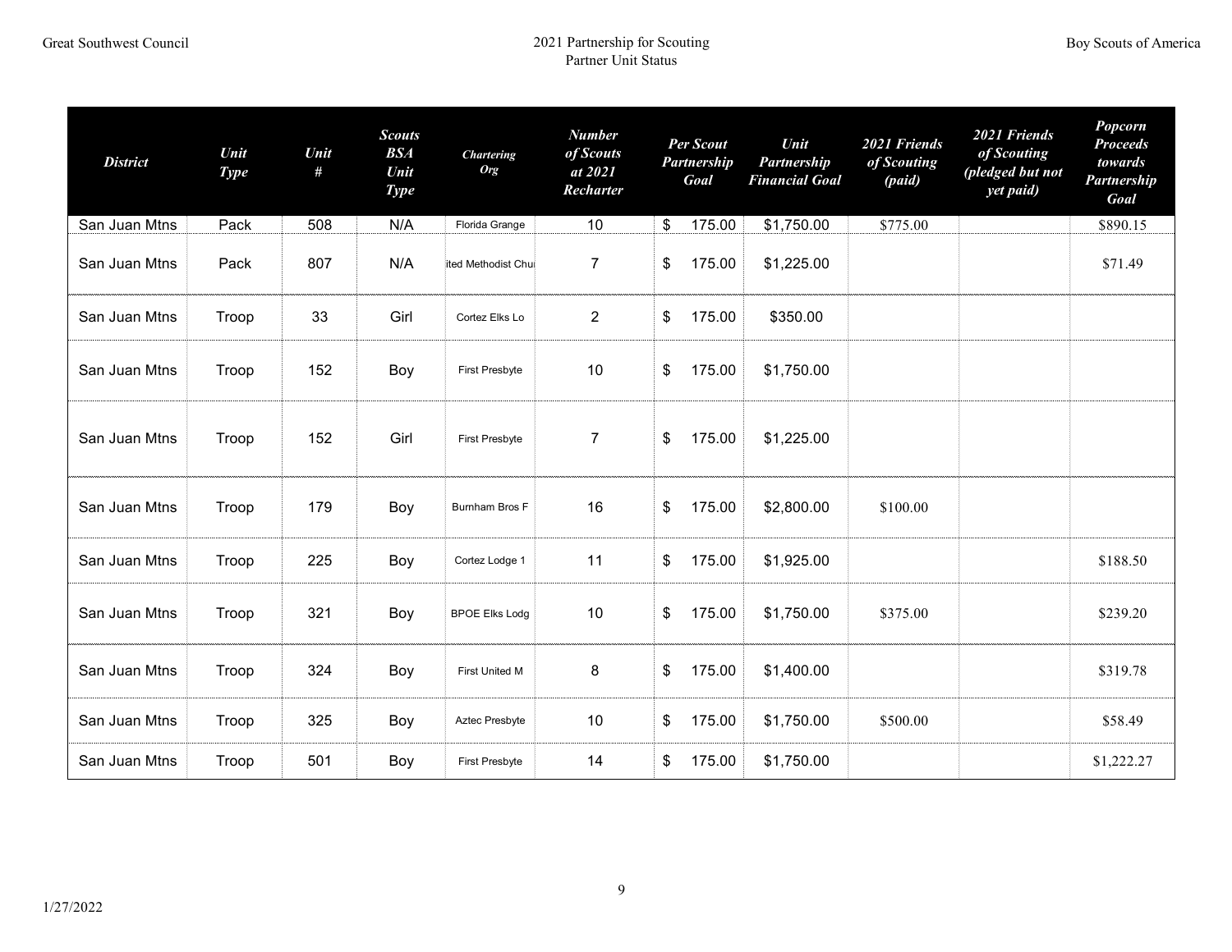| District | Unit Type | Unit # | Scouts BSA Unit Type | Chartering Org | Number of Scouts at 2021 Recharter | Per Scout Partnership Goal | Unit Partnership Financial Goal | 2021 Friends of Scouting (paid) | 2021 Friends of Scouting (pledged but not yet paid) | Popcorn Proceeds towards Partnership Goal |
|---|---|---|---|---|---|---|---|---|---|---|
| San Juan Mtns | Pack | 508 | N/A | Florida Grange | 10 | $ 175.00 | $1,750.00 | $775.00 | | $890.15 |
| San Juan Mtns | Pack | 807 | N/A | ited Methodist Chu | 7 | $ 175.00 | $1,225.00 | | | $71.49 |
| San Juan Mtns | Troop | 33 | Girl | Cortez Elks Lo | 2 | $ 175.00 | $350.00 | | | |
| San Juan Mtns | Troop | 152 | Boy | First Presbyte | 10 | $ 175.00 | $1,750.00 | | | |
| San Juan Mtns | Troop | 152 | Girl | First Presbyte | 7 | $ 175.00 | $1,225.00 | | | |
| San Juan Mtns | Troop | 179 | Boy | Burnham Bros F | 16 | $ 175.00 | $2,800.00 | $100.00 | | |
| San Juan Mtns | Troop | 225 | Boy | Cortez Lodge 1 | 11 | $ 175.00 | $1,925.00 | | | $188.50 |
| San Juan Mtns | Troop | 321 | Boy | BPOE Elks Lodg | 10 | $ 175.00 | $1,750.00 | $375.00 | | $239.20 |
| San Juan Mtns | Troop | 324 | Boy | First United M | 8 | $ 175.00 | $1,400.00 | | | $319.78 |
| San Juan Mtns | Troop | 325 | Boy | Aztec Presbyte | 10 | $ 175.00 | $1,750.00 | $500.00 | | $58.49 |
| San Juan Mtns | Troop | 501 | Boy | First Presbyte | 14 | $ 175.00 | $1,750.00 | | | $1,222.27 |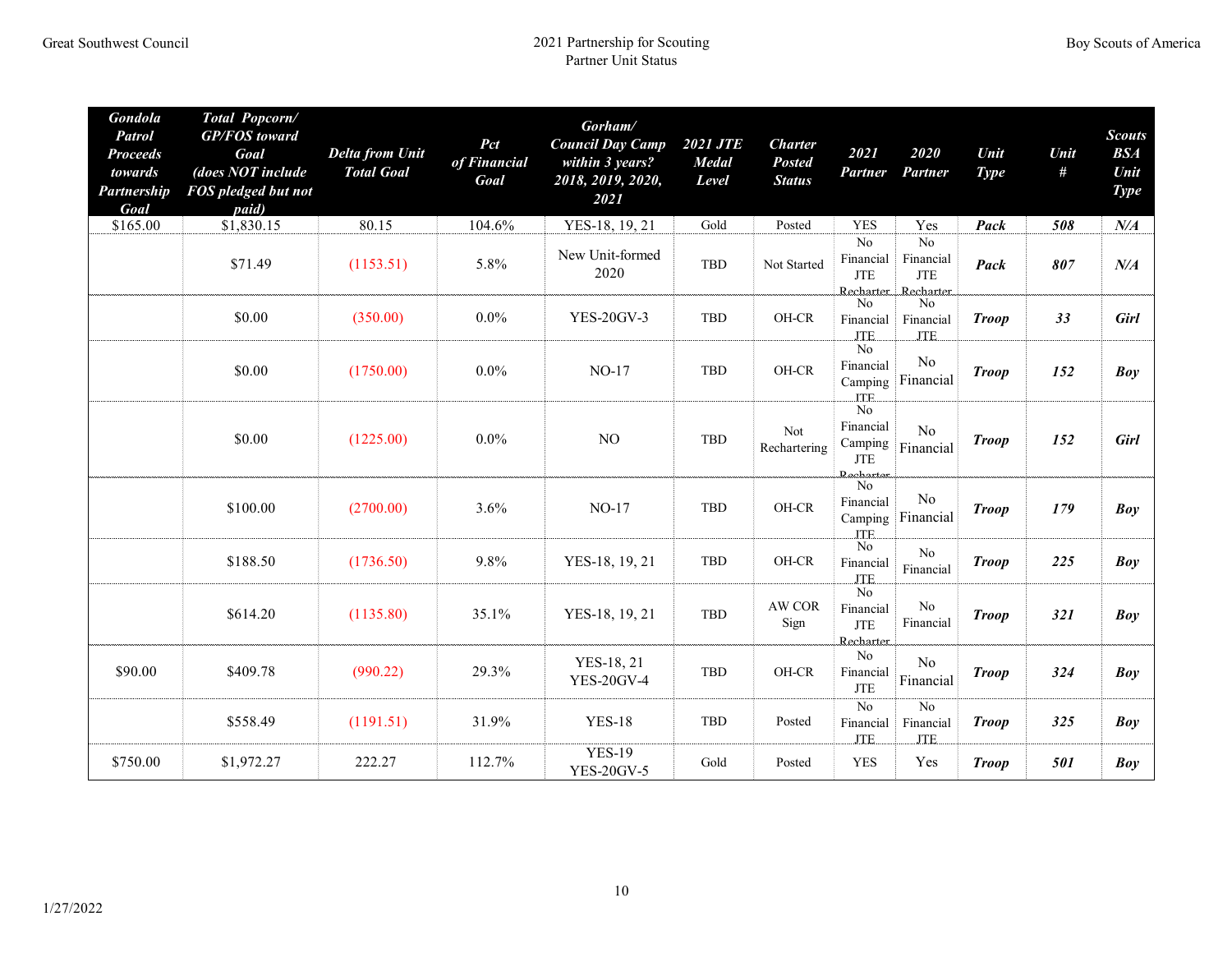| Gondola Patrol Proceeds towards Partnership Goal | Total Popcorn/ GP/FOS toward Goal (does NOT include FOS pledged but not paid) | Delta from Unit Total Goal | Pct of Financial Goal | Gorham/ Council Day Camp within 3 years? 2018, 2019, 2020, 2021 | 2021 JTE Medal Level | Charter Posted Status | 2021 Partner | 2020 Partner | Unit Type | Unit # | Scouts BSA Unit Type |
|---|---|---|---|---|---|---|---|---|---|---|---|
| $165.00 | $1,830.15 | 80.15 | 104.6% | YES-18, 19, 21 | Gold | Posted | YES | Yes | **Pack** | **508** | **N/A** |
| | $71.49 | (1153.51) | 5.8% | New Unit-formed 2020 | TBD | Not Started | No Financial JTE Recharter | No Financial JTE Recharter | **Pack** | **807** | **N/A** |
| | $0.00 | (350.00) | 0.0% | YES-20GV-3 | TBD | OH-CR | No Financial JTE | No Financial JTE | **Troop** | **33** | **Girl** |
| | $0.00 | (1750.00) | 0.0% | NO-17 | TBD | OH-CR | No Financial Camping JTE | No Financial | **Troop** | **152** | **Boy** |
| | $0.00 | (1225.00) | 0.0% | NO | TBD | Not Rechartering | No Financial Camping JTE Recharter | No Financial | **Troop** | **152** | **Girl** |
| | $100.00 | (2700.00) | 3.6% | NO-17 | TBD | OH-CR | No Financial Camping JTE | No Financial | **Troop** | **179** | **Boy** |
| | $188.50 | (1736.50) | 9.8% | YES-18, 19, 21 | TBD | OH-CR | No Financial JTE | No Financial | **Troop** | **225** | **Boy** |
| | $614.20 | (1135.80) | 35.1% | YES-18, 19, 21 | TBD | AW COR Sign | No Financial JTE Recharter | No Financial | **Troop** | **321** | **Boy** |
| $90.00 | $409.78 | (990.22) | 29.3% | YES-18, 21 YES-20GV-4 | TBD | OH-CR | No Financial JTE | No Financial | **Troop** | **324** | **Boy** |
| | $558.49 | (1191.51) | 31.9% | YES-18 | TBD | Posted | No Financial JTE | No Financial JTE | **Troop** | **325** | **Boy** |
| $750.00 | $1,972.27 | 222.27 | 112.7% | YES-19 YES-20GV-5 | Gold | Posted | YES | Yes | **Troop** | **501** | **Boy** |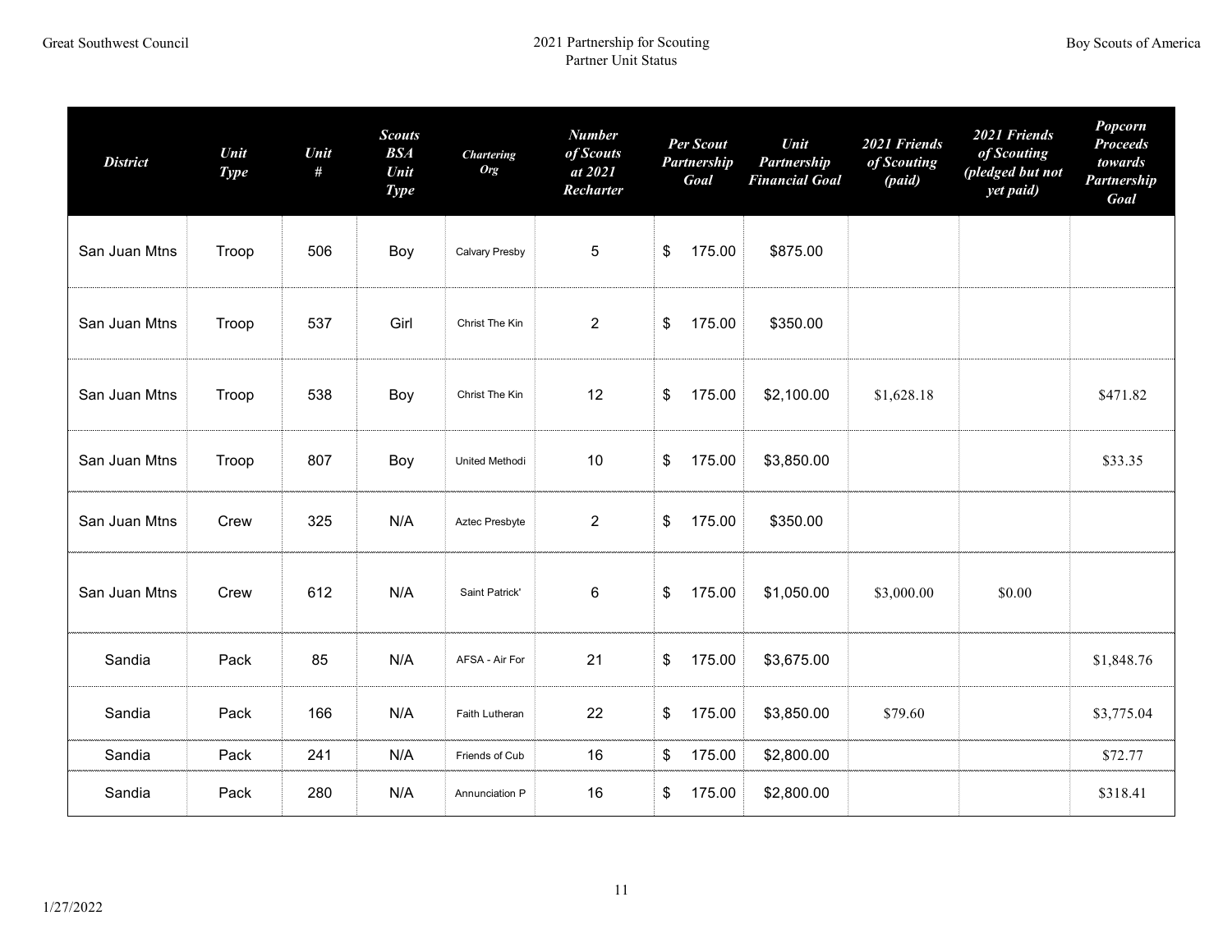| District | Unit Type | Unit # | Scouts BSA Unit Type | Chartering Org | Number of Scouts at 2021 Recharter | Per Scout Partnership Goal | Unit Partnership Financial Goal | 2021 Friends of Scouting (paid) | 2021 Friends of Scouting (pledged but not yet paid) | Popcorn Proceeds towards Partnership Goal |
|---|---|---|---|---|---|---|---|---|---|---|
| San Juan Mtns | Troop | 506 | Boy | Calvary Presby | 5 | $ 175.00 | $875.00 | | | |
| San Juan Mtns | Troop | 537 | Girl | Christ The Kin | 2 | $ 175.00 | $350.00 | | | |
| San Juan Mtns | Troop | 538 | Boy | Christ The Kin | 12 | $ 175.00 | $2,100.00 | $1,628.18 | | $471.82 |
| San Juan Mtns | Troop | 807 | Boy | United Methodi | 10 | $ 175.00 | $3,850.00 | | | $33.35 |
| San Juan Mtns | Crew | 325 | N/A | Aztec Presbyte | 2 | $ 175.00 | $350.00 | | | |
| San Juan Mtns | Crew | 612 | N/A | Saint Patrick' | 6 | $ 175.00 | $1,050.00 | $3,000.00 | $0.00 | |
| Sandia | Pack | 85 | N/A | AFSA - Air For | 21 | $ 175.00 | $3,675.00 | | | $1,848.76 |
| Sandia | Pack | 166 | N/A | Faith Lutheran | 22 | $ 175.00 | $3,850.00 | $79.60 | | $3,775.04 |
| Sandia | Pack | 241 | N/A | Friends of Cub | 16 | $ 175.00 | $2,800.00 | | | $72.77 |
| Sandia | Pack | 280 | N/A | Annunciation P | 16 | $ 175.00 | $2,800.00 | | | $318.41 |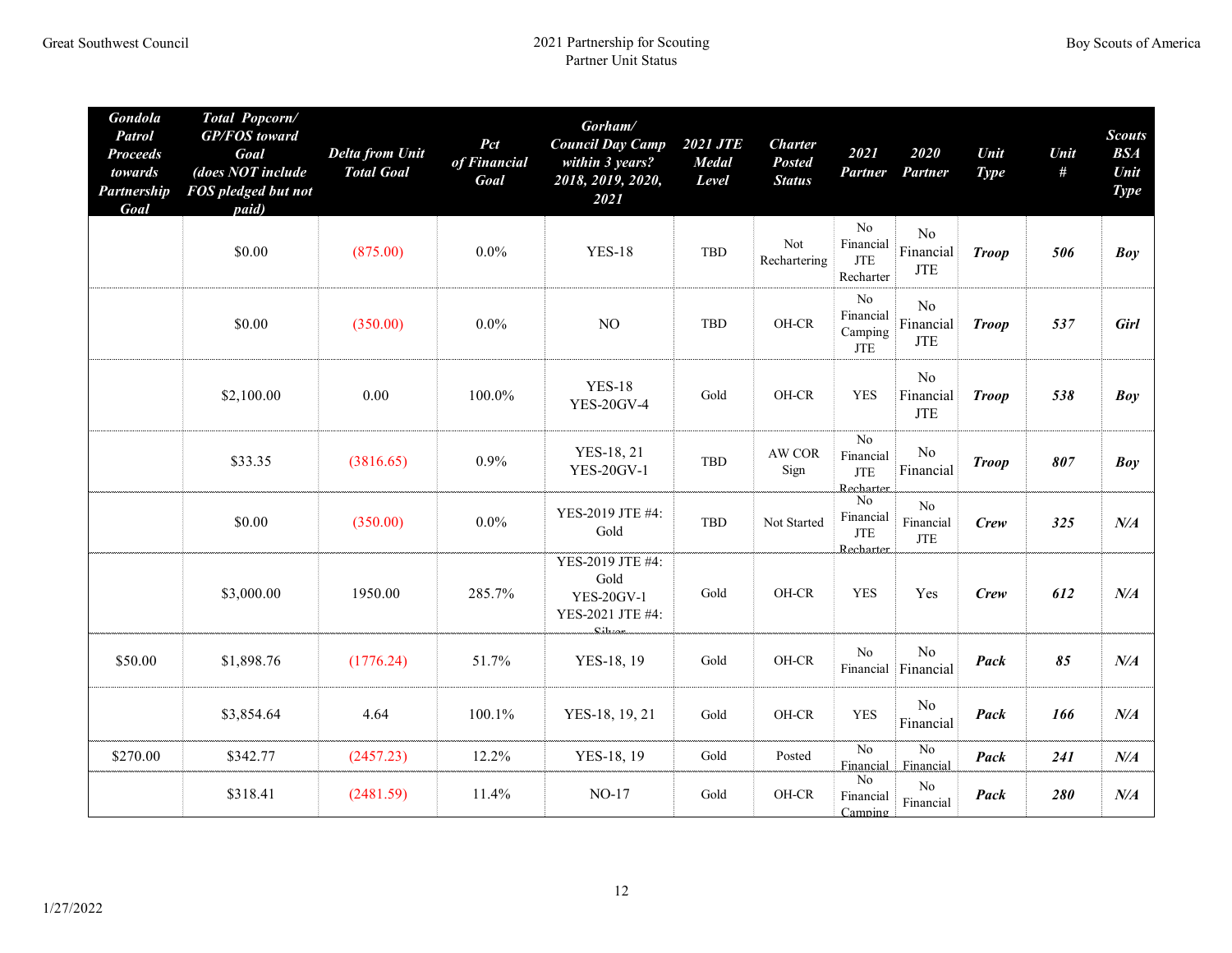| Gondola Patrol Proceeds towards Partnership Goal | Total Popcorn/ GP/FOS toward Goal (does NOT include FOS pledged but not paid) | Delta from Unit Total Goal | Pct of Financial Goal | Gorham/ Council Day Camp within 3 years? 2018, 2019, 2020, 2021 | 2021 JTE Medal Level | Charter Posted Status | 2021 Partner | 2020 Partner | Unit Type | Unit # | Scouts BSA Unit Type |
|---|---|---|---|---|---|---|---|---|---|---|---|
| | $0.00 | (875.00) | 0.0% | YES-18 | TBD | Not Rechartering | No Financial JTE Recharter | No Financial JTE | ***Troop*** | ***506*** | ***Boy*** |
| | $0.00 | (350.00) | 0.0% | NO | TBD | OH-CR | No Financial Camping JTE | No Financial JTE | ***Troop*** | ***537*** | ***Girl*** |
| | $2,100.00 | 0.00 | 100.0% | YES-18 YES-20GV-4 | Gold | OH-CR | YES | No Financial JTE | ***Troop*** | ***538*** | ***Boy*** |
| | $33.35 | (3816.65) | 0.9% | YES-18, 21 YES-20GV-1 | TBD | AW COR Sign | No Financial JTE Recharter | No Financial | ***Troop*** | ***807*** | ***Boy*** |
| | $0.00 | (350.00) | 0.0% | YES-2019 JTE #4: Gold | TBD | Not Started | No Financial JTE Recharter | No Financial JTE | ***Crew*** | ***325*** | ***N/A*** |
| | $3,000.00 | 1950.00 | 285.7% | YES-2019 JTE #4: Gold YES-20GV-1 YES-2021 JTE #4: Silver | Gold | OH-CR | YES | Yes | ***Crew*** | ***612*** | ***N/A*** |
| $50.00 | $1,898.76 | (1776.24) | 51.7% | YES-18, 19 | Gold | OH-CR | No Financial | No Financial | ***Pack*** | ***85*** | ***N/A*** |
| | $3,854.64 | 4.64 | 100.1% | YES-18, 19, 21 | Gold | OH-CR | YES | No Financial | ***Pack*** | ***166*** | ***N/A*** |
| $270.00 | $342.77 | (2457.23) | 12.2% | YES-18, 19 | Gold | Posted | No Financial | No Financial | ***Pack*** | ***241*** | ***N/A*** |
| | $318.41 | (2481.59) | 11.4% | NO-17 | Gold | OH-CR | No Financial Camping | No Financial | ***Pack*** | ***280*** | ***N/A*** |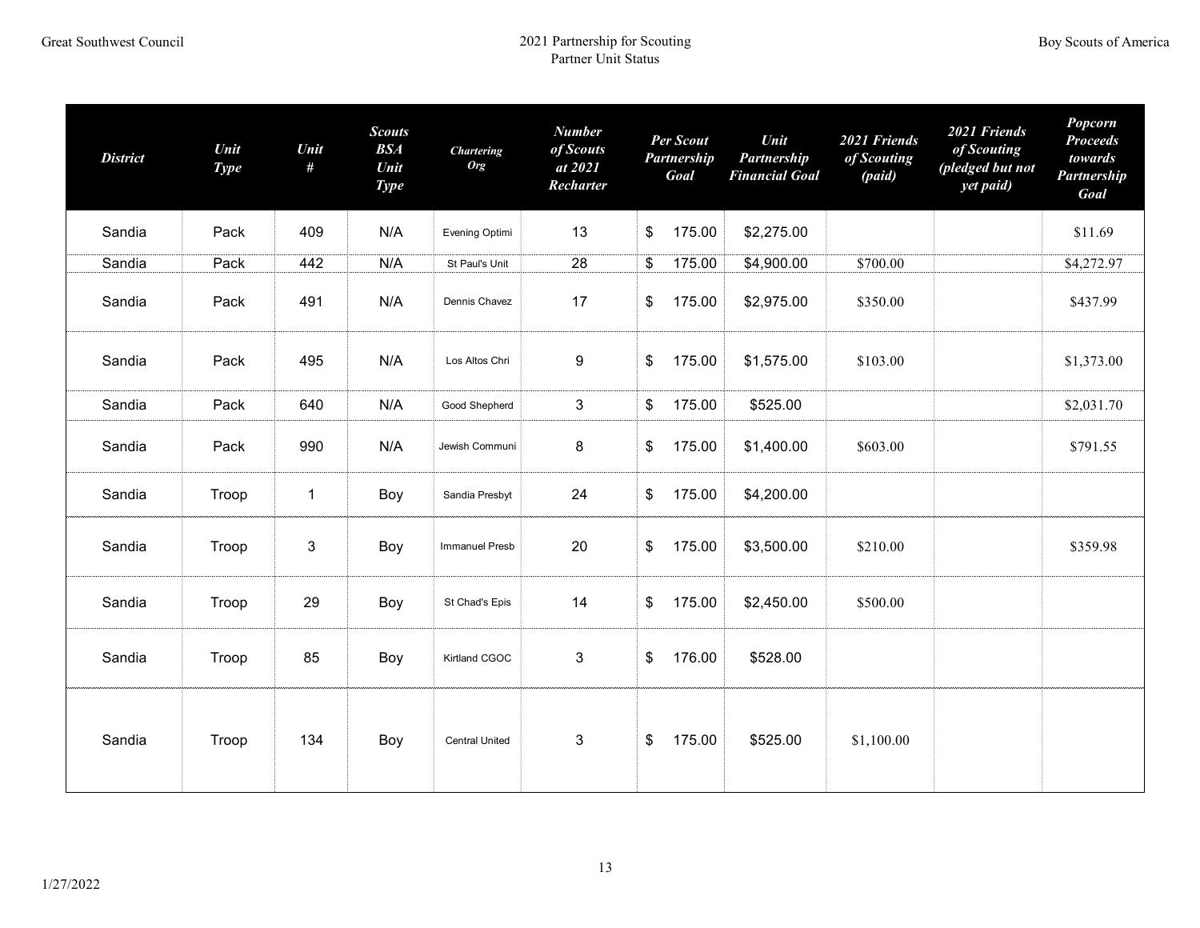| District | Unit Type | Unit # | Scouts BSA Unit Type | Chartering Org | Number of Scouts at 2021 Recharter | Per Scout Partnership Goal | Unit Partnership Financial Goal | 2021 Friends of Scouting (paid) | 2021 Friends of Scouting (pledged but not yet paid) | Popcorn Proceeds towards Partnership Goal |
|---|---|---|---|---|---|---|---|---|---|---|
| Sandia | Pack | 409 | N/A | Evening Optimi | 13 | $ 175.00 | $2,275.00 | | | $11.69 |
| Sandia | Pack | 442 | N/A | St Paul's Unit | 28 | $ 175.00 | $4,900.00 | $700.00 | | $4,272.97 |
| Sandia | Pack | 491 | N/A | Dennis Chavez | 17 | $ 175.00 | $2,975.00 | $350.00 | | $437.99 |
| Sandia | Pack | 495 | N/A | Los Altos Chri | 9 | $ 175.00 | $1,575.00 | $103.00 | | $1,373.00 |
| Sandia | Pack | 640 | N/A | Good Shepherd | 3 | $ 175.00 | $525.00 | | | $2,031.70 |
| Sandia | Pack | 990 | N/A | Jewish Communi | 8 | $ 175.00 | $1,400.00 | $603.00 | | $791.55 |
| Sandia | Troop | 1 | Boy | Sandia Presbyt | 24 | $ 175.00 | $4,200.00 | | | |
| Sandia | Troop | 3 | Boy | Immanuel Presb | 20 | $ 175.00 | $3,500.00 | $210.00 | | $359.98 |
| Sandia | Troop | 29 | Boy | St Chad's Epis | 14 | $ 175.00 | $2,450.00 | $500.00 | | |
| Sandia | Troop | 85 | Boy | Kirtland CGOC | 3 | $ 176.00 | $528.00 | | | |
| Sandia | Troop | 134 | Boy | Central United | 3 | $ 175.00 | $525.00 | $1,100.00 | | |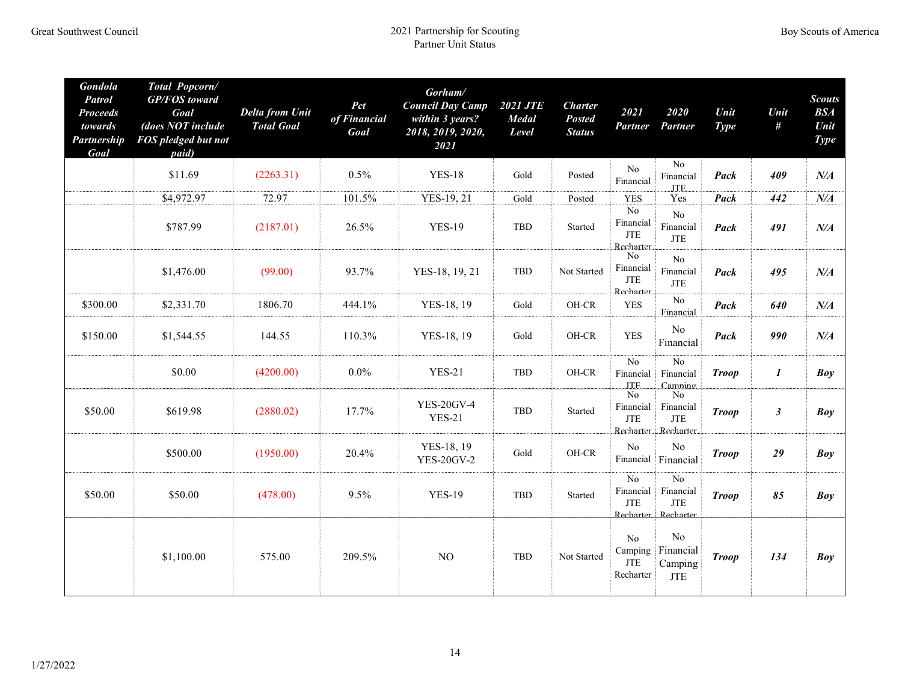| Gondola Patrol Proceeds towards Partnership Goal | Total Popcorn/ GP/FOS toward Goal (does NOT include FOS pledged but not paid) | Delta from Unit Total Goal | Pct of Financial Goal | Gorham/ Council Day Camp within 3 years? 2018, 2019, 2020, 2021 | 2021 JTE Medal Level | Charter Posted Status | 2021 Partner | 2020 Partner | Unit Type | Unit # | Scouts BSA Unit Type |
|---|---|---|---|---|---|---|---|---|---|---|---|
| | $11.69 | (2263.31) | 0.5% | YES-18 | Gold | Posted | No Financial | No Financial JTE | ***Pack*** | ***409*** | ***N/A*** |
| | $4,972.97 | 72.97 | 101.5% | YES-19, 21 | Gold | Posted | YES | Yes | ***Pack*** | ***442*** | ***N/A*** |
| | $787.99 | (2187.01) | 26.5% | YES-19 | TBD | Started | No Financial JTE Recharter | No Financial JTE | ***Pack*** | ***491*** | ***N/A*** |
| | $1,476.00 | (99.00) | 93.7% | YES-18, 19, 21 | TBD | Not Started | No Financial JTE Recharter | No Financial JTE | ***Pack*** | ***495*** | ***N/A*** |
| $300.00 | $2,331.70 | 1806.70 | 444.1% | YES-18, 19 | Gold | OH-CR | YES | No Financial | ***Pack*** | ***640*** | ***N/A*** |
| $150.00 | $1,544.55 | 144.55 | 110.3% | YES-18, 19 | Gold | OH-CR | YES | No Financial | ***Pack*** | ***990*** | ***N/A*** |
| | $0.00 | (4200.00) | 0.0% | YES-21 | TBD | OH-CR | No Financial JTE | No Financial Camping | ***Troop*** | ***1*** | ***Boy*** |
| $50.00 | $619.98 | (2880.02) | 17.7% | YES-20GV-4 YES-21 | TBD | Started | No Financial JTE Recharter | No Financial JTE Recharter | ***Troop*** | ***3*** | ***Boy*** |
| | $500.00 | (1950.00) | 20.4% | YES-18, 19 YES-20GV-2 | Gold | OH-CR | No Financial | No Financial | ***Troop*** | ***29*** | ***Boy*** |
| $50.00 | $50.00 | (478.00) | 9.5% | YES-19 | TBD | Started | No Financial JTE Recharter | No Financial JTE Recharter | ***Troop*** | ***85*** | ***Boy*** |
| | $1,100.00 | 575.00 | 209.5% | NO | TBD | Not Started | No Camping JTE Recharter | No Financial Camping JTE | ***Troop*** | ***134*** | ***Boy*** |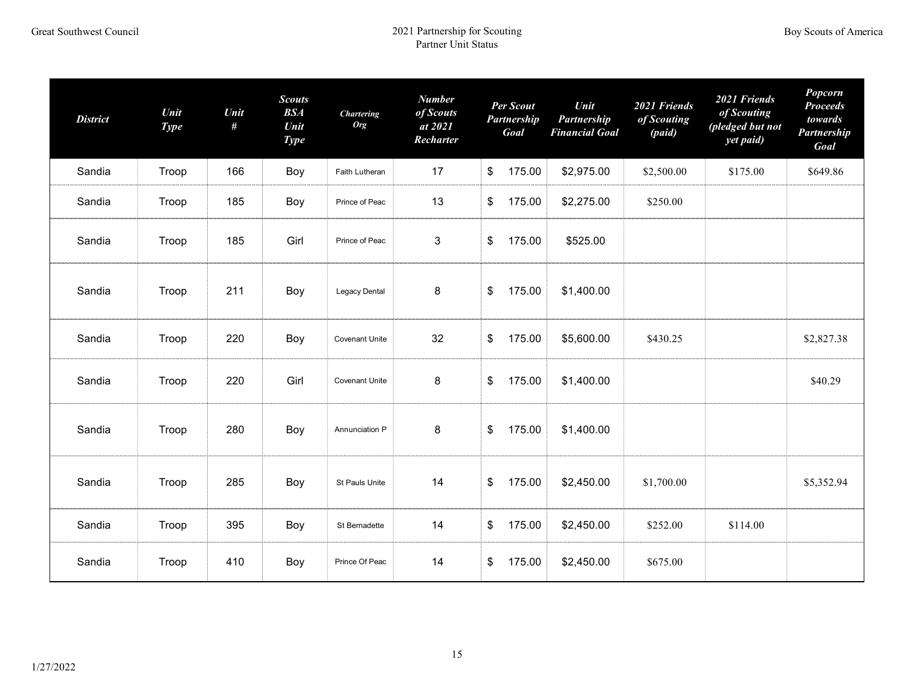| District | Unit Type | Unit # | Scouts BSA Unit Type | Chartering Org | Number of Scouts at 2021 Recharter | Per Scout Partnership Goal | Unit Partnership Financial Goal | 2021 Friends of Scouting (paid) | 2021 Friends of Scouting (pledged but not yet paid) | Popcorn Proceeds towards Partnership Goal |
|---|---|---|---|---|---|---|---|---|---|---|
| Sandia | Troop | 166 | Boy | Faith Lutheran | 17 | $ 175.00 | $2,975.00 | $2,500.00 | $175.00 | $649.86 |
| Sandia | Troop | 185 | Boy | Prince of Peac | 13 | $ 175.00 | $2,275.00 | $250.00 | | |
| Sandia | Troop | 185 | Girl | Prince of Peac | 3 | $ 175.00 | $525.00 | | | |
| Sandia | Troop | 211 | Boy | Legacy Dental | 8 | $ 175.00 | $1,400.00 | | | |
| Sandia | Troop | 220 | Boy | Covenant Unite | 32 | $ 175.00 | $5,600.00 | $430.25 | | $2,827.38 |
| Sandia | Troop | 220 | Girl | Covenant Unite | 8 | $ 175.00 | $1,400.00 | | | $40.29 |
| Sandia | Troop | 280 | Boy | Annunciation P | 8 | $ 175.00 | $1,400.00 | | | |
| Sandia | Troop | 285 | Boy | St Pauls Unite | 14 | $ 175.00 | $2,450.00 | $1,700.00 | | $5,352.94 |
| Sandia | Troop | 395 | Boy | St Bernadette | 14 | $ 175.00 | $2,450.00 | $252.00 | $114.00 | |
| Sandia | Troop | 410 | Boy | Prince Of Peac | 14 | $ 175.00 | $2,450.00 | $675.00 | | |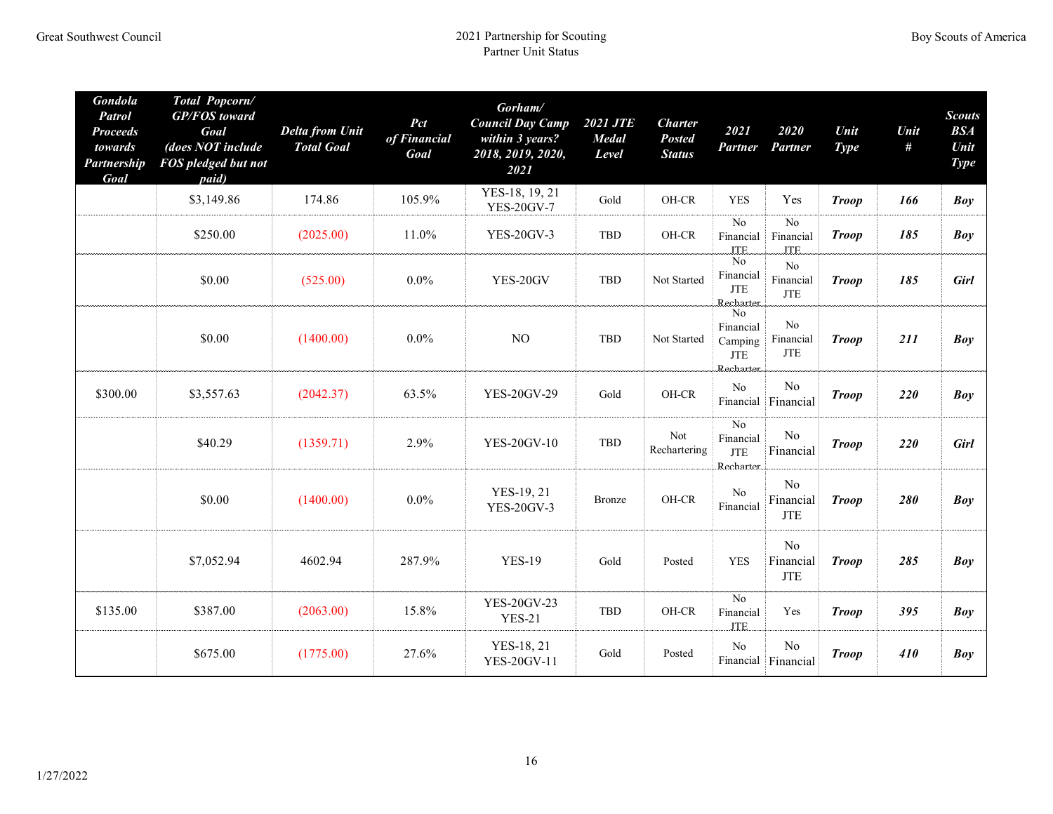| Gondola Patrol Proceeds towards Partnership Goal | Total Popcorn/ GP/FOS toward Goal (does NOT include FOS pledged but not paid) | Delta from Unit Total Goal | Pct of Financial Goal | Gorham/ Council Day Camp within 3 years? 2018, 2019, 2020, 2021 | 2021 JTE Medal Level | Charter Posted Status | 2021 Partner | 2020 Partner | Unit Type | Unit # | Scouts BSA Unit Type |
|---|---|---|---|---|---|---|---|---|---|---|---|
| | $3,149.86 | 174.86 | 105.9% | YES-18, 19, 21 YES-20GV-7 | Gold | OH-CR | YES | Yes | ***Troop*** | ***166*** | ***Boy*** |
| | $250.00 | (2025.00) | 11.0% | YES-20GV-3 | TBD | OH-CR | No Financial JTE | No Financial JTE | ***Troop*** | ***185*** | ***Boy*** |
| | $0.00 | (525.00) | 0.0% | YES-20GV | TBD | Not Started | No Financial JTE Recharter | No Financial JTE | ***Troop*** | ***185*** | ***Girl*** |
| | $0.00 | (1400.00) | 0.0% | NO | TBD | Not Started | No Financial Camping JTE Recharter | No Financial JTE | ***Troop*** | ***211*** | ***Boy*** |
| $300.00 | $3,557.63 | (2042.37) | 63.5% | YES-20GV-29 | Gold | OH-CR | No Financial | No Financial | ***Troop*** | ***220*** | ***Boy*** |
| | $40.29 | (1359.71) | 2.9% | YES-20GV-10 | TBD | Not Rechartering | No Financial JTE Recharter | No Financial | ***Troop*** | ***220*** | ***Girl*** |
| | $0.00 | (1400.00) | 0.0% | YES-19, 21 YES-20GV-3 | Bronze | OH-CR | No Financial | No Financial JTE | ***Troop*** | ***280*** | ***Boy*** |
| | $7,052.94 | 4602.94 | 287.9% | YES-19 | Gold | Posted | YES | No Financial JTE | ***Troop*** | ***285*** | ***Boy*** |
| $135.00 | $387.00 | (2063.00) | 15.8% | YES-20GV-23 YES-21 | TBD | OH-CR | No Financial JTE | Yes | ***Troop*** | ***395*** | ***Boy*** |
| | $675.00 | (1775.00) | 27.6% | YES-18, 21 YES-20GV-11 | Gold | Posted | No Financial | No Financial | ***Troop*** | ***410*** | ***Boy*** |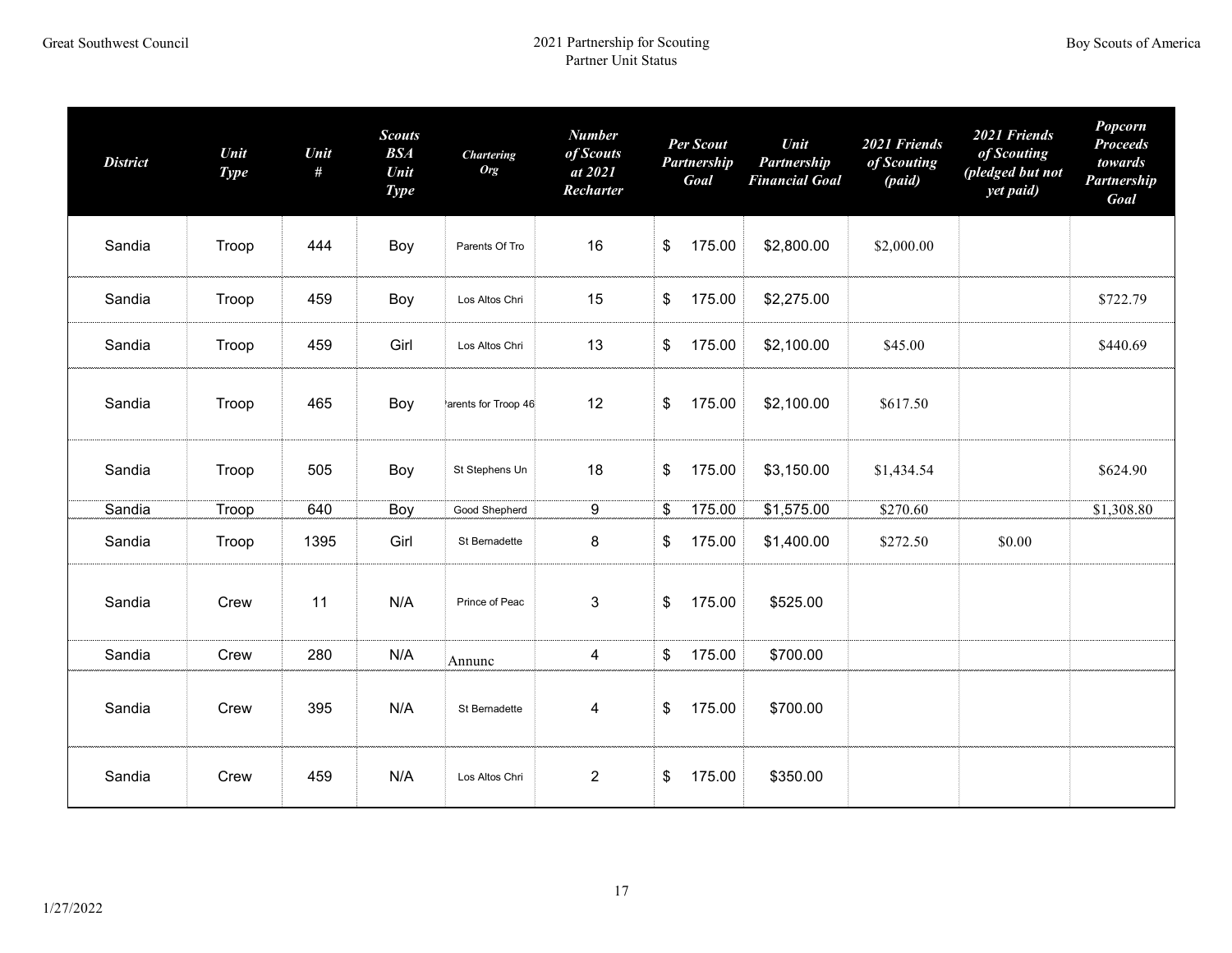| District | Unit Type | Unit # | Scouts BSA Unit Type | Chartering Org | Number of Scouts at 2021 Recharter | Per Scout Partnership Goal | Unit Partnership Financial Goal | 2021 Friends of Scouting (paid) | 2021 Friends of Scouting (pledged but not yet paid) | Popcorn Proceeds towards Partnership Goal |
|---|---|---|---|---|---|---|---|---|---|---|
| Sandia | Troop | 444 | Boy | Parents Of Tro | 16 | $ 175.00 | $2,800.00 | $2,000.00 | | |
| Sandia | Troop | 459 | Boy | Los Altos Chri | 15 | $ 175.00 | $2,275.00 | | | $722.79 |
| Sandia | Troop | 459 | Girl | Los Altos Chri | 13 | $ 175.00 | $2,100.00 | $45.00 | | $440.69 |
| Sandia | Troop | 465 | Boy | 'arents for Troop 46 | 12 | $ 175.00 | $2,100.00 | $617.50 | | |
| Sandia | Troop | 505 | Boy | St Stephens Un | 18 | $ 175.00 | $3,150.00 | $1,434.54 | | $624.90 |
| Sandia | Troop | 640 | Boy | Good Shepherd | 9 | $ 175.00 | $1,575.00 | $270.60 | | $1,308.80 |
| Sandia | Troop | 1395 | Girl | St Bernadette | 8 | $ 175.00 | $1,400.00 | $272.50 | $0.00 | |
| Sandia | Crew | 11 | N/A | Prince of Peac | 3 | $ 175.00 | $525.00 | | | |
| Sandia | Crew | 280 | N/A | Annunc | 4 | $ 175.00 | $700.00 | | | |
| Sandia | Crew | 395 | N/A | St Bernadette | 4 | $ 175.00 | $700.00 | | | |
| Sandia | Crew | 459 | N/A | Los Altos Chri | 2 | $ 175.00 | $350.00 | | | |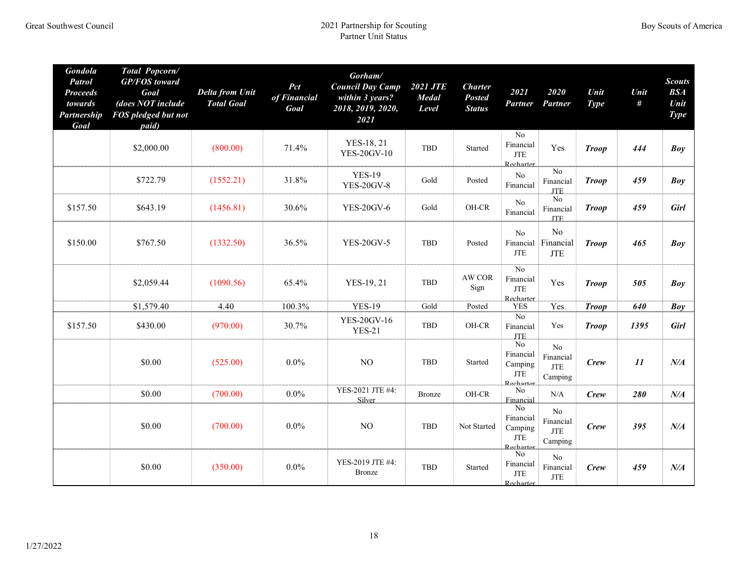| Gondola Patrol Proceeds towards Partnership Goal | Total Popcorn/ GP/FOS toward Goal (does NOT include FOS pledged but not paid) | Delta from Unit Total Goal | Pct of Financial Goal | Gorham/ Council Day Camp within 3 years? 2018, 2019, 2020, 2021 | 2021 JTE Medal Level | Charter Posted Status | 2021 Partner | 2020 Partner | Unit Type | Unit # | Scouts BSA Unit Type |
|---|---|---|---|---|---|---|---|---|---|---|---|
| | $2,000.00 | (800.00) | 71.4% | YES-18, 21 YES-20GV-10 | TBD | Started | No Financial JTE Recharter | Yes | ***Troop*** | ***444*** | ***Boy*** |
| | $722.79 | (1552.21) | 31.8% | YES-19 YES-20GV-8 | Gold | Posted | No Financial | No Financial JTE | ***Troop*** | ***459*** | ***Boy*** |
| $157.50 | $643.19 | (1456.81) | 30.6% | YES-20GV-6 | Gold | OH-CR | No Financial | No Financial JTE | ***Troop*** | ***459*** | ***Girl*** |
| $150.00 | $767.50 | (1332.50) | 36.5% | YES-20GV-5 | TBD | Posted | No Financial JTE | No Financial JTE | ***Troop*** | ***465*** | ***Boy*** |
| | $2,059.44 | (1090.56) | 65.4% | YES-19, 21 | TBD | AW COR Sign | No Financial JTE Recharter | Yes | ***Troop*** | ***505*** | ***Boy*** |
| | $1,579.40 | 4.40 | 100.3% | YES-19 | Gold | Posted | YES | Yes | ***Troop*** | ***640*** | ***Boy*** |
| $157.50 | $430.00 | (970.00) | 30.7% | YES-20GV-16 YES-21 | TBD | OH-CR | No Financial JTE | Yes | ***Troop*** | ***1395*** | ***Girl*** |
| | $0.00 | (525.00) | 0.0% | NO | TBD | Started | No Financial Camping JTE Recharter | No Financial JTE Camping | ***Crew*** | ***11*** | ***N/A*** |
| | $0.00 | (700.00) | 0.0% | YES-2021 JTE #4: Silver | Bronze | OH-CR | No Financial | N/A | ***Crew*** | ***280*** | ***N/A*** |
| | $0.00 | (700.00) | 0.0% | NO | TBD | Not Started | No Financial Camping JTE Recharter | No Financial JTE Camping | ***Crew*** | ***395*** | ***N/A*** |
| | $0.00 | (350.00) | 0.0% | YES-2019 JTE #4: Bronze | TBD | Started | No Financial JTE Recharter | No Financial JTE | ***Crew*** | ***459*** | ***N/A*** |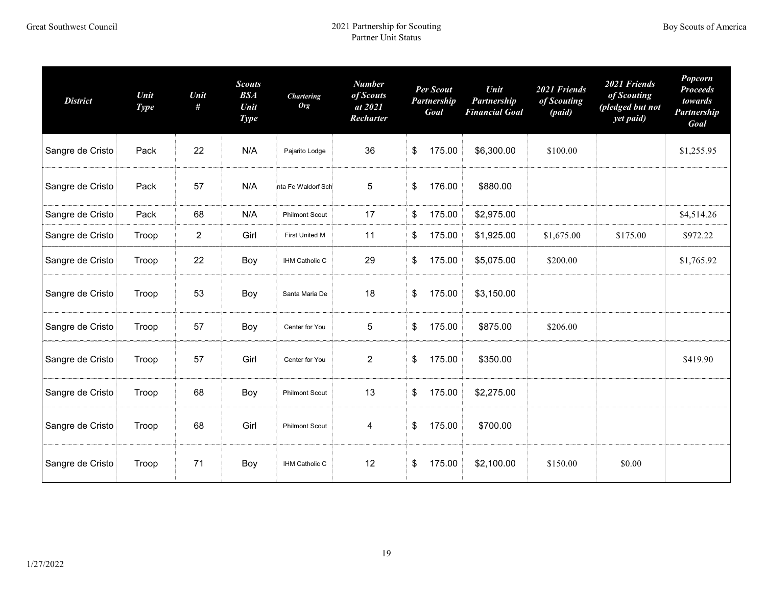| District | Unit Type | Unit # | Scouts BSA Unit Type | Chartering Org | Number of Scouts at 2021 Recharter | Per Scout Partnership Goal | Unit Partnership Financial Goal | 2021 Friends of Scouting (paid) | 2021 Friends of Scouting (pledged but not yet paid) | Popcorn Proceeds towards Partnership Goal |
|---|---|---|---|---|---|---|---|---|---|---|
| Sangre de Cristo | Pack | 22 | N/A | Pajarito Lodge | 36 | $ 175.00 | $6,300.00 | $100.00 | | $1,255.95 |
| Sangre de Cristo | Pack | 57 | N/A | nta Fe Waldorf Sch | 5 | $ 176.00 | $880.00 | | | |
| Sangre de Cristo | Pack | 68 | N/A | Philmont Scout | 17 | $ 175.00 | $2,975.00 | | | $4,514.26 |
| Sangre de Cristo | Troop | 2 | Girl | First United M | 11 | $ 175.00 | $1,925.00 | $1,675.00 | $175.00 | $972.22 |
| Sangre de Cristo | Troop | 22 | Boy | IHM Catholic C | 29 | $ 175.00 | $5,075.00 | $200.00 | | $1,765.92 |
| Sangre de Cristo | Troop | 53 | Boy | Santa Maria De | 18 | $ 175.00 | $3,150.00 | | | |
| Sangre de Cristo | Troop | 57 | Boy | Center for You | 5 | $ 175.00 | $875.00 | $206.00 | | |
| Sangre de Cristo | Troop | 57 | Girl | Center for You | 2 | $ 175.00 | $350.00 | | | $419.90 |
| Sangre de Cristo | Troop | 68 | Boy | Philmont Scout | 13 | $ 175.00 | $2,275.00 | | | |
| Sangre de Cristo | Troop | 68 | Girl | Philmont Scout | 4 | $ 175.00 | $700.00 | | | |
| Sangre de Cristo | Troop | 71 | Boy | IHM Catholic C | 12 | $ 175.00 | $2,100.00 | $150.00 | $0.00 | |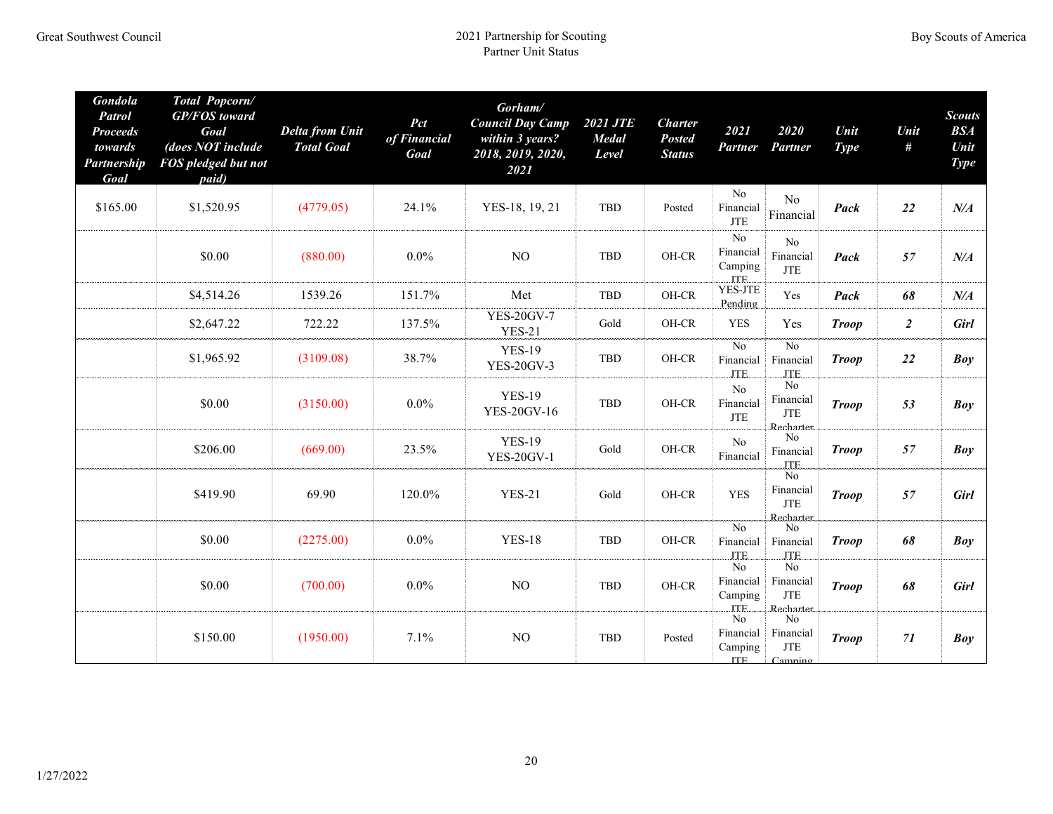| Gondola Patrol Proceeds towards Partnership Goal | Total Popcorn/ GP/FOS toward Goal (does NOT include FOS pledged but not paid) | Delta from Unit Total Goal | Pct of Financial Goal | Gorham/ Council Day Camp within 3 years? 2018, 2019, 2020, 2021 | 2021 JTE Medal Level | Charter Posted Status | 2021 Partner | 2020 Partner | Unit Type | Unit # | Scouts BSA Unit Type |
|---|---|---|---|---|---|---|---|---|---|---|---|
| $165.00 | $1,520.95 | (4779.05) | 24.1% | YES-18, 19, 21 | TBD | Posted | No Financial JTE | No Financial | ***Pack*** | ***22*** | ***N/A*** |
| | $0.00 | (880.00) | 0.0% | NO | TBD | OH-CR | No Financial Camping JTE | No Financial JTE | ***Pack*** | ***57*** | ***N/A*** |
| | $4,514.26 | 1539.26 | 151.7% | Met | TBD | OH-CR | YES-JTE Pending | Yes | ***Pack*** | ***68*** | ***N/A*** |
| | $2,647.22 | 722.22 | 137.5% | YES-20GV-7 YES-21 | Gold | OH-CR | YES | Yes | ***Troop*** | ***2*** | ***Girl*** |
| | $1,965.92 | (3109.08) | 38.7% | YES-19 YES-20GV-3 | TBD | OH-CR | No Financial JTE | No Financial JTE | ***Troop*** | ***22*** | ***Boy*** |
| | $0.00 | (3150.00) | 0.0% | YES-19 YES-20GV-16 | TBD | OH-CR | No Financial JTE | No Financial JTE Recharter | ***Troop*** | ***53*** | ***Boy*** |
| | $206.00 | (669.00) | 23.5% | YES-19 YES-20GV-1 | Gold | OH-CR | No Financial | No Financial JTE | ***Troop*** | ***57*** | ***Boy*** |
| | $419.90 | 69.90 | 120.0% | YES-21 | Gold | OH-CR | YES | No Financial JTE Recharter | ***Troop*** | ***57*** | ***Girl*** |
| | $0.00 | (2275.00) | 0.0% | YES-18 | TBD | OH-CR | No Financial JTE | No Financial JTE | ***Troop*** | ***68*** | ***Boy*** |
| | $0.00 | (700.00) | 0.0% | NO | TBD | OH-CR | No Financial Camping JTE | No Financial JTE Recharter | ***Troop*** | ***68*** | ***Girl*** |
| | $150.00 | (1950.00) | 7.1% | NO | TBD | Posted | No Financial Camping JTE | No Financial JTE Camping | ***Troop*** | ***71*** | ***Boy*** |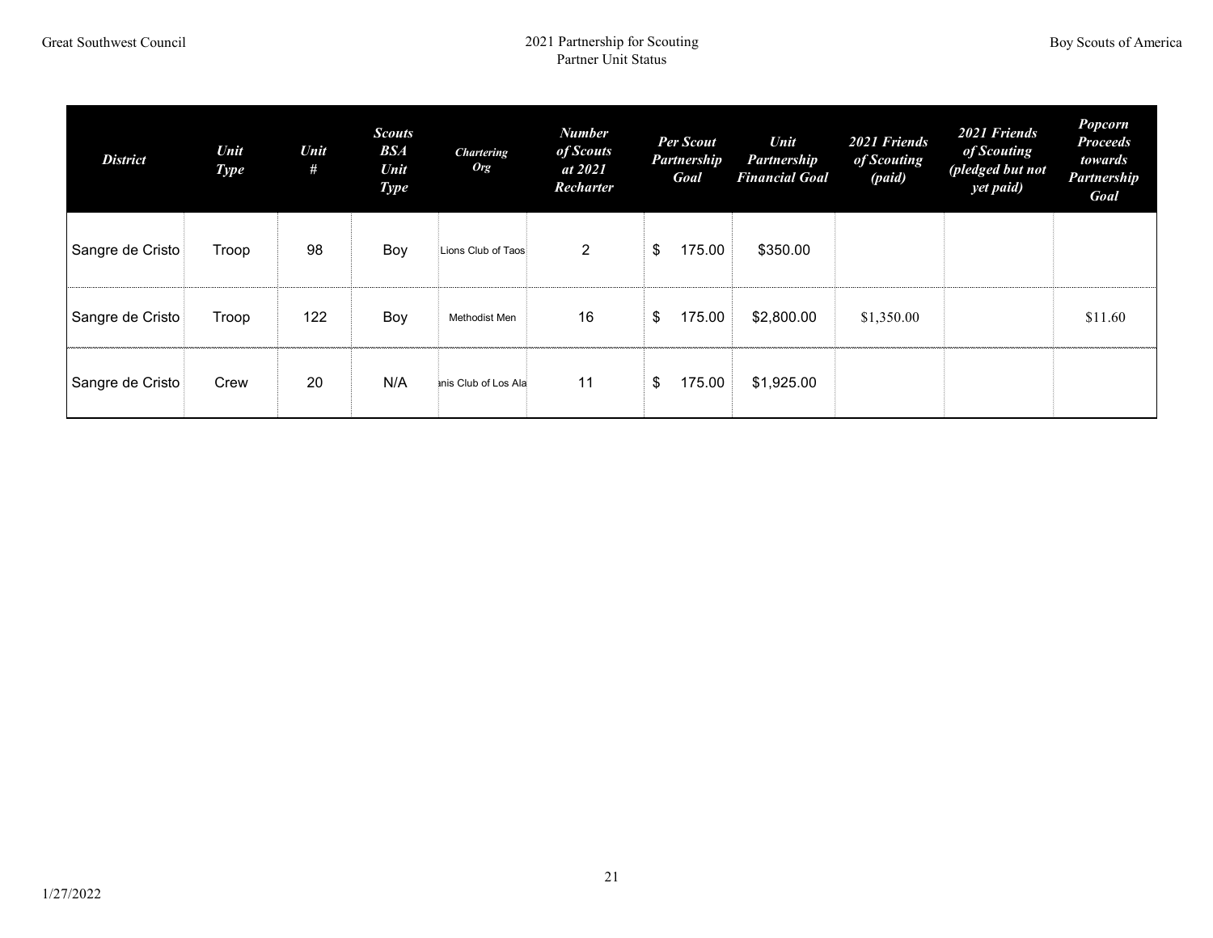| *District* | *Unit Type* | *Unit #* | *Scouts BSA Unit Type* | *Chartering Org* | *Number of Scouts at 2021 Recharter* | *Per Scout Partnership Goal* | *Unit Partnership Financial Goal* | *2021 Friends of Scouting (paid)* | *2021 Friends of Scouting (pledged but not yet paid)* | *Popcorn Proceeds towards Partnership Goal* |
|---|---|---|---|---|---|---|---|---|---|---|
| Sangre de Cristo | Troop | 98 | Boy | Lions Club of Taos | 2 | $ 175.00 | $350.00 | | | |
| Sangre de Cristo | Troop | 122 | Boy | Methodist Men | 16 | $ 175.00 | $2,800.00 | $1,350.00 | | $11.60 |
| Sangre de Cristo | Crew | 20 | N/A | anis Club of Los Ala | 11 | $ 175.00 | $1,925.00 | | | |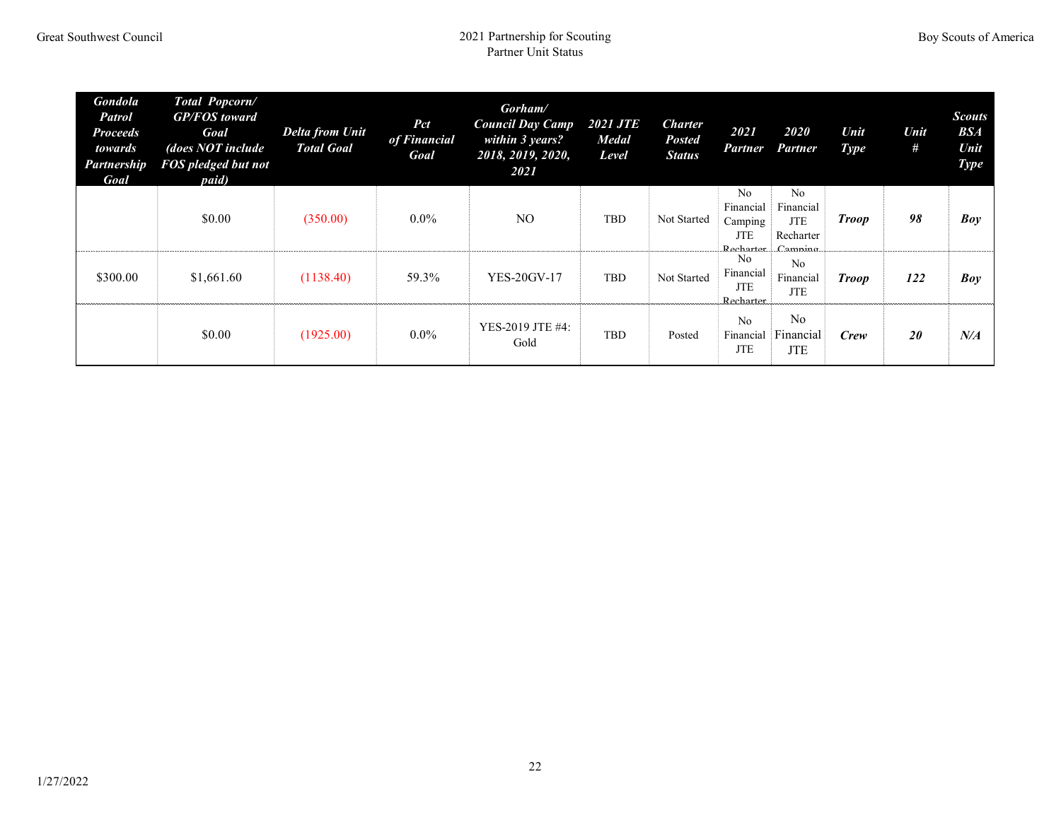| Gondola Patrol Proceeds towards Partnership Goal | Total Popcorn/ GP/FOS toward Goal (does NOT include FOS pledged but not paid) | Delta from Unit Total Goal | Pct of Financial Goal | Gorham/ Council Day Camp within 3 years? 2018, 2019, 2020, 2021 | 2021 JTE Medal Level | Charter Posted Status | 2021 Partner | 2020 Partner | Unit Type | Unit # | Scouts BSA Unit Type |
|---|---|---|---|---|---|---|---|---|---|---|---|
| | $0.00 | (350.00) | 0.0% | NO | TBD | Not Started | No Financial Camping JTE Recharter | No Financial JTE Recharter Camping | Troop | 98 | Boy |
| $300.00 | $1,661.60 | (1138.40) | 59.3% | YES-20GV-17 | TBD | Not Started | No Financial JTE Recharter | No Financial JTE | Troop | 122 | Boy |
| | $0.00 | (1925.00) | 0.0% | YES-2019 JTE #4: Gold | TBD | Posted | No Financial JTE | No Financial JTE | Crew | 20 | N/A |